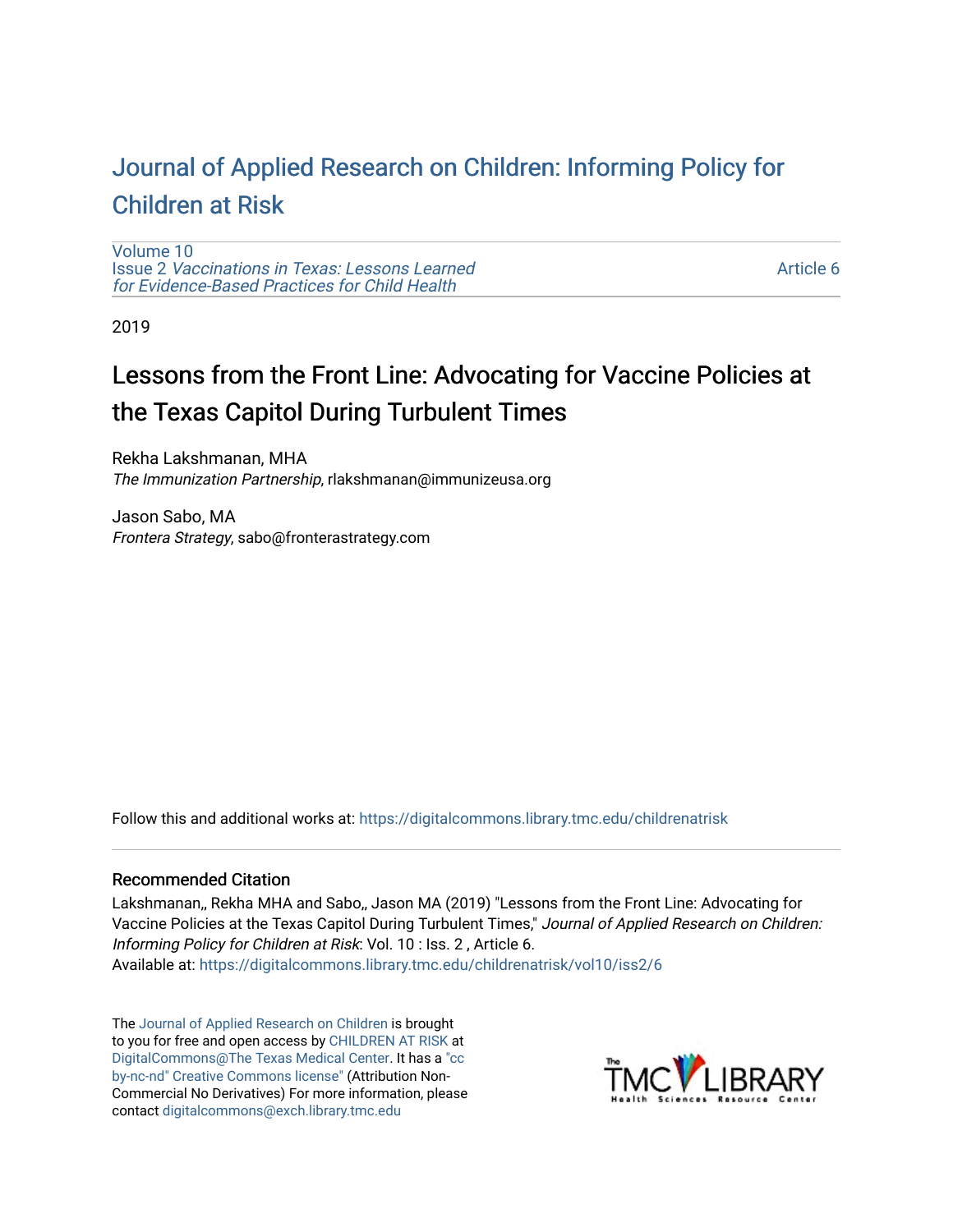# Journal of Applied Research on Children: Informing Policy for Children at Risk

Volume 10
Issue 2 *Vaccinations in Texas: Lessons Learned for Evidence-Based Practices for Child Health*

Article 6

2019

## Lessons from the Front Line: Advocating for Vaccine Policies at the Texas Capitol During Turbulent Times

Rekha Lakshmanan, MHA
*The Immunization Partnership*, rlakshmanan@immunizeusa.org

Jason Sabo, MA
*Frontera Strategy*, sabo@fronterastrategy.com

Follow this and additional works at: https://digitalcommons.library.tmc.edu/childrenatrisk

### Recommended Citation

Lakshmanan,, Rekha MHA and Sabo,, Jason MA (2019) "Lessons from the Front Line: Advocating for Vaccine Policies at the Texas Capitol During Turbulent Times," *Journal of Applied Research on Children: Informing Policy for Children at Risk*: Vol. 10 : Iss. 2 , Article 6.
Available at: https://digitalcommons.library.tmc.edu/childrenatrisk/vol10/iss2/6

The Journal of Applied Research on Children is brought to you for free and open access by CHILDREN AT RISK at DigitalCommons@The Texas Medical Center. It has a "cc by-nc-nd" Creative Commons license" (Attribution Non-Commercial No Derivatives) For more information, please contact digitalcommons@exch.library.tmc.edu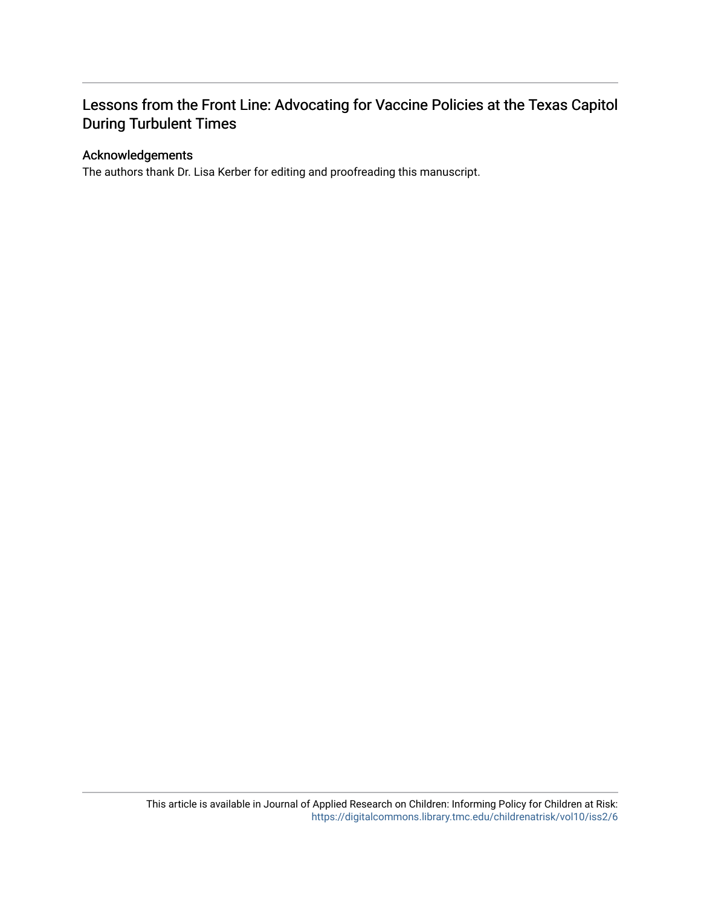# Lessons from the Front Line: Advocating for Vaccine Policies at the Texas Capitol During Turbulent Times

## Acknowledgements

The authors thank Dr. Lisa Kerber for editing and proofreading this manuscript.

This article is available in Journal of Applied Research on Children: Informing Policy for Children at Risk: https://digitalcommons.library.tmc.edu/childrenatrisk/vol10/iss2/6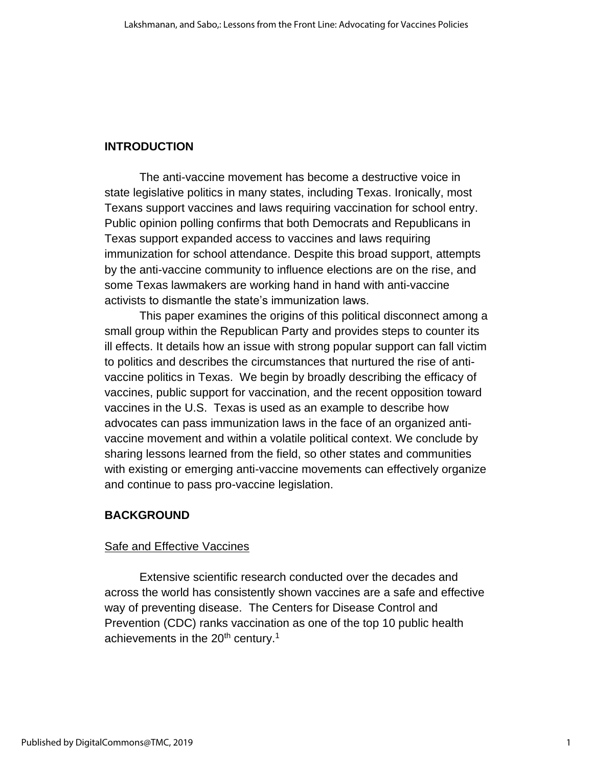## INTRODUCTION

The anti-vaccine movement has become a destructive voice in state legislative politics in many states, including Texas. Ironically, most Texans support vaccines and laws requiring vaccination for school entry. Public opinion polling confirms that both Democrats and Republicans in Texas support expanded access to vaccines and laws requiring immunization for school attendance. Despite this broad support, attempts by the anti-vaccine community to influence elections are on the rise, and some Texas lawmakers are working hand in hand with anti-vaccine activists to dismantle the state's immunization laws.

This paper examines the origins of this political disconnect among a small group within the Republican Party and provides steps to counter its ill effects. It details how an issue with strong popular support can fall victim to politics and describes the circumstances that nurtured the rise of anti-vaccine politics in Texas. We begin by broadly describing the efficacy of vaccines, public support for vaccination, and the recent opposition toward vaccines in the U.S. Texas is used as an example to describe how advocates can pass immunization laws in the face of an organized anti-vaccine movement and within a volatile political context. We conclude by sharing lessons learned from the field, so other states and communities with existing or emerging anti-vaccine movements can effectively organize and continue to pass pro-vaccine legislation.

## BACKGROUND

### Safe and Effective Vaccines

Extensive scientific research conducted over the decades and across the world has consistently shown vaccines are a safe and effective way of preventing disease. The Centers for Disease Control and Prevention (CDC) ranks vaccination as one of the top 10 public health achievements in the 20th century.[1]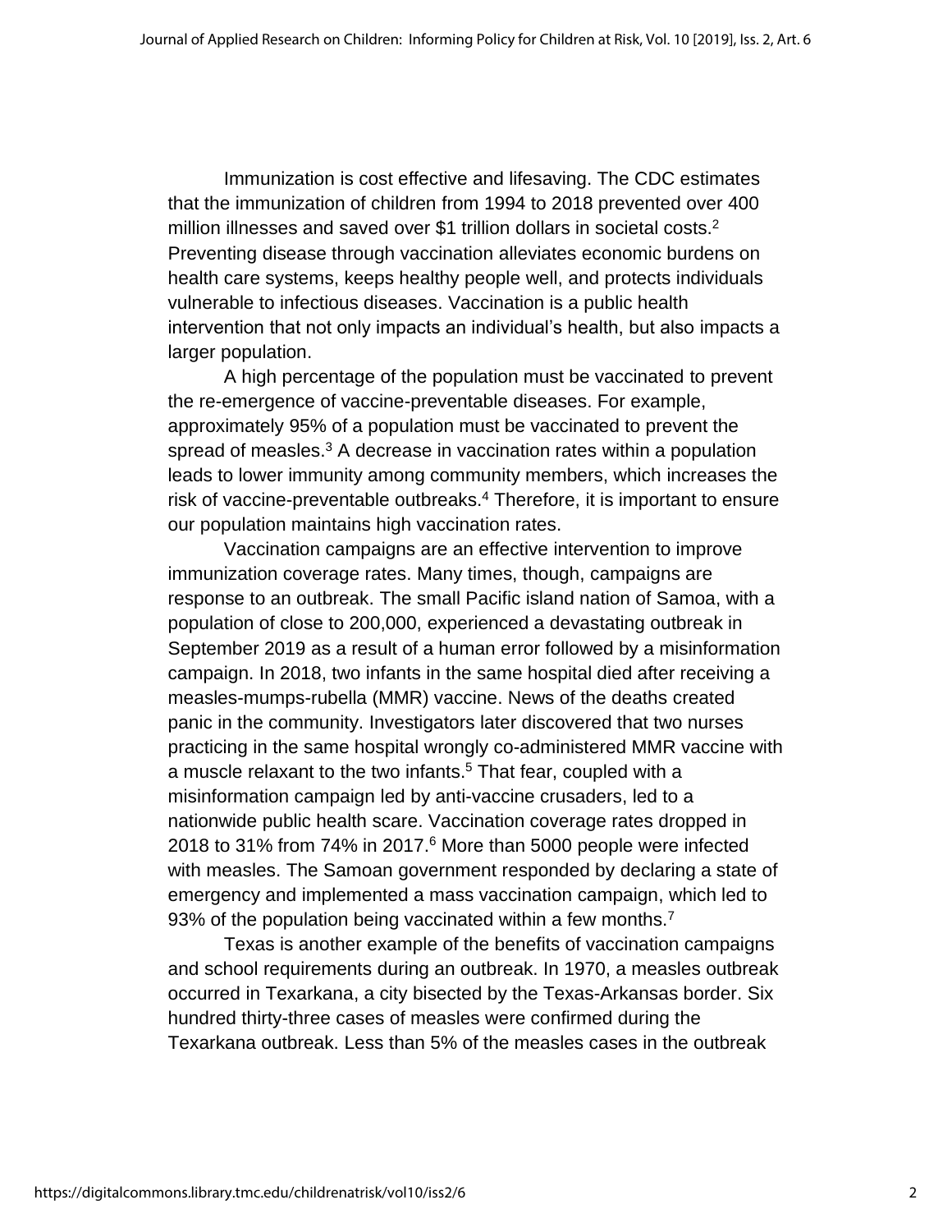Immunization is cost effective and lifesaving. The CDC estimates that the immunization of children from 1994 to 2018 prevented over 400 million illnesses and saved over $1 trillion dollars in societal costs.[2] Preventing disease through vaccination alleviates economic burdens on health care systems, keeps healthy people well, and protects individuals vulnerable to infectious diseases. Vaccination is a public health intervention that not only impacts an individual's health, but also impacts a larger population.

A high percentage of the population must be vaccinated to prevent the re-emergence of vaccine-preventable diseases. For example, approximately 95% of a population must be vaccinated to prevent the spread of measles.[3] A decrease in vaccination rates within a population leads to lower immunity among community members, which increases the risk of vaccine-preventable outbreaks.[4] Therefore, it is important to ensure our population maintains high vaccination rates.

Vaccination campaigns are an effective intervention to improve immunization coverage rates. Many times, though, campaigns are response to an outbreak. The small Pacific island nation of Samoa, with a population of close to 200,000, experienced a devastating outbreak in September 2019 as a result of a human error followed by a misinformation campaign. In 2018, two infants in the same hospital died after receiving a measles-mumps-rubella (MMR) vaccine. News of the deaths created panic in the community. Investigators later discovered that two nurses practicing in the same hospital wrongly co-administered MMR vaccine with a muscle relaxant to the two infants.[5] That fear, coupled with a misinformation campaign led by anti-vaccine crusaders, led to a nationwide public health scare. Vaccination coverage rates dropped in 2018 to 31% from 74% in 2017.[6] More than 5000 people were infected with measles. The Samoan government responded by declaring a state of emergency and implemented a mass vaccination campaign, which led to 93% of the population being vaccinated within a few months.[7]

Texas is another example of the benefits of vaccination campaigns and school requirements during an outbreak. In 1970, a measles outbreak occurred in Texarkana, a city bisected by the Texas-Arkansas border. Six hundred thirty-three cases of measles were confirmed during the Texarkana outbreak. Less than 5% of the measles cases in the outbreak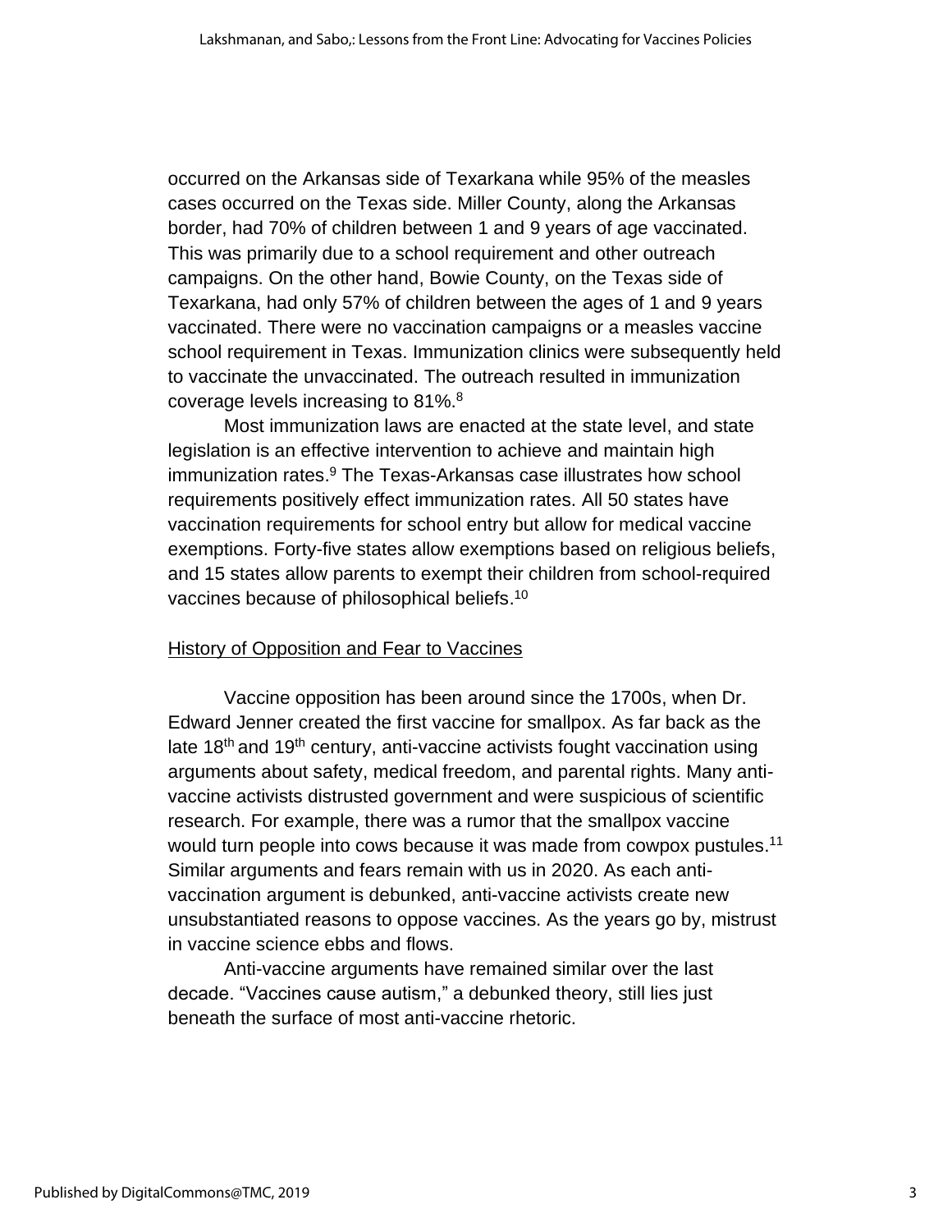occurred on the Arkansas side of Texarkana while 95% of the measles cases occurred on the Texas side. Miller County, along the Arkansas border, had 70% of children between 1 and 9 years of age vaccinated. This was primarily due to a school requirement and other outreach campaigns. On the other hand, Bowie County, on the Texas side of Texarkana, had only 57% of children between the ages of 1 and 9 years vaccinated. There were no vaccination campaigns or a measles vaccine school requirement in Texas. Immunization clinics were subsequently held to vaccinate the unvaccinated. The outreach resulted in immunization coverage levels increasing to 81%.[8]

Most immunization laws are enacted at the state level, and state legislation is an effective intervention to achieve and maintain high immunization rates.[9] The Texas-Arkansas case illustrates how school requirements positively effect immunization rates. All 50 states have vaccination requirements for school entry but allow for medical vaccine exemptions. Forty-five states allow exemptions based on religious beliefs, and 15 states allow parents to exempt their children from school-required vaccines because of philosophical beliefs.[10]

## History of Opposition and Fear to Vaccines

Vaccine opposition has been around since the 1700s, when Dr. Edward Jenner created the first vaccine for smallpox. As far back as the late 18th and 19th century, anti-vaccine activists fought vaccination using arguments about safety, medical freedom, and parental rights. Many anti-vaccine activists distrusted government and were suspicious of scientific research. For example, there was a rumor that the smallpox vaccine would turn people into cows because it was made from cowpox pustules.[11] Similar arguments and fears remain with us in 2020. As each anti-vaccination argument is debunked, anti-vaccine activists create new unsubstantiated reasons to oppose vaccines. As the years go by, mistrust in vaccine science ebbs and flows.

Anti-vaccine arguments have remained similar over the last decade. "Vaccines cause autism," a debunked theory, still lies just beneath the surface of most anti-vaccine rhetoric.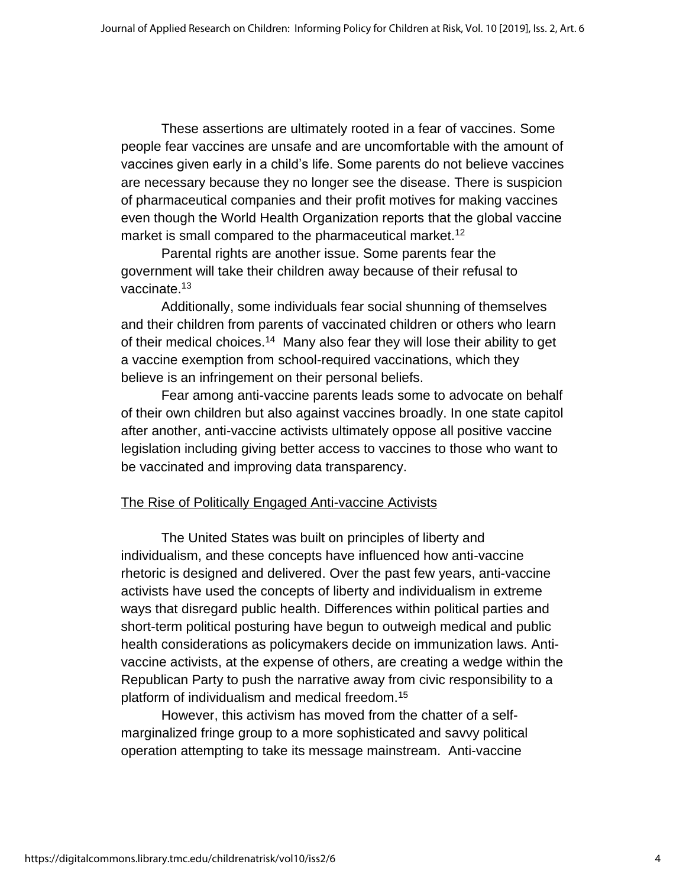These assertions are ultimately rooted in a fear of vaccines. Some people fear vaccines are unsafe and are uncomfortable with the amount of vaccines given early in a child's life. Some parents do not believe vaccines are necessary because they no longer see the disease. There is suspicion of pharmaceutical companies and their profit motives for making vaccines even though the World Health Organization reports that the global vaccine market is small compared to the pharmaceutical market.[12]

Parental rights are another issue. Some parents fear the government will take their children away because of their refusal to vaccinate.[13]

Additionally, some individuals fear social shunning of themselves and their children from parents of vaccinated children or others who learn of their medical choices.[14] Many also fear they will lose their ability to get a vaccine exemption from school-required vaccinations, which they believe is an infringement on their personal beliefs.

Fear among anti-vaccine parents leads some to advocate on behalf of their own children but also against vaccines broadly. In one state capitol after another, anti-vaccine activists ultimately oppose all positive vaccine legislation including giving better access to vaccines to those who want to be vaccinated and improving data transparency.

<u>The Rise of Politically Engaged Anti-vaccine Activists</u>

The United States was built on principles of liberty and individualism, and these concepts have influenced how anti-vaccine rhetoric is designed and delivered. Over the past few years, anti-vaccine activists have used the concepts of liberty and individualism in extreme ways that disregard public health. Differences within political parties and short-term political posturing have begun to outweigh medical and public health considerations as policymakers decide on immunization laws. Anti-vaccine activists, at the expense of others, are creating a wedge within the Republican Party to push the narrative away from civic responsibility to a platform of individualism and medical freedom.[15]

However, this activism has moved from the chatter of a self-marginalized fringe group to a more sophisticated and savvy political operation attempting to take its message mainstream. Anti-vaccine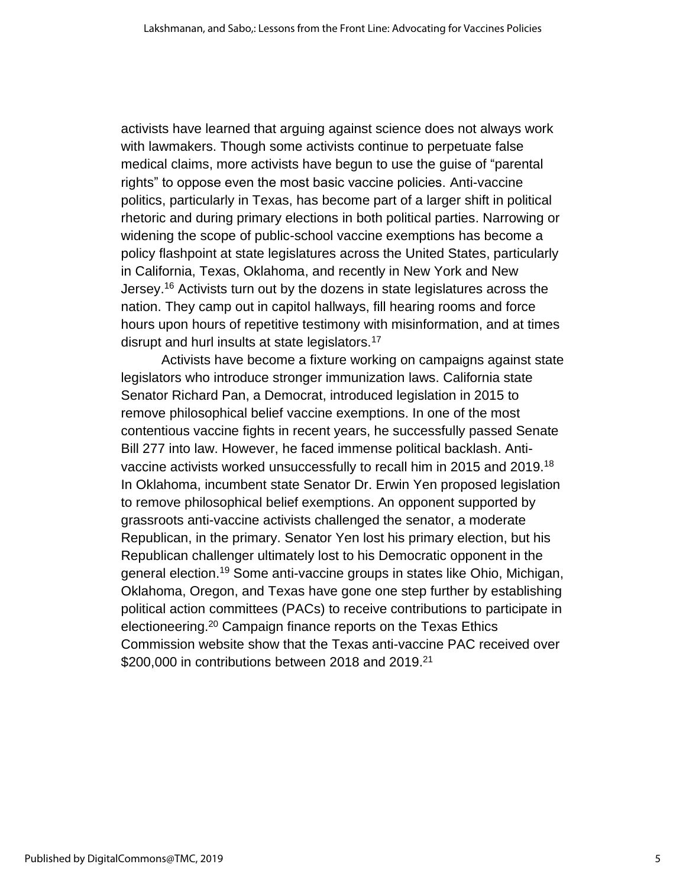activists have learned that arguing against science does not always work with lawmakers. Though some activists continue to perpetuate false medical claims, more activists have begun to use the guise of "parental rights" to oppose even the most basic vaccine policies. Anti-vaccine politics, particularly in Texas, has become part of a larger shift in political rhetoric and during primary elections in both political parties. Narrowing or widening the scope of public-school vaccine exemptions has become a policy flashpoint at state legislatures across the United States, particularly in California, Texas, Oklahoma, and recently in New York and New Jersey.[16] Activists turn out by the dozens in state legislatures across the nation. They camp out in capitol hallways, fill hearing rooms and force hours upon hours of repetitive testimony with misinformation, and at times disrupt and hurl insults at state legislators.[17]

Activists have become a fixture working on campaigns against state legislators who introduce stronger immunization laws. California state Senator Richard Pan, a Democrat, introduced legislation in 2015 to remove philosophical belief vaccine exemptions. In one of the most contentious vaccine fights in recent years, he successfully passed Senate Bill 277 into law. However, he faced immense political backlash. Anti-vaccine activists worked unsuccessfully to recall him in 2015 and 2019.[18] In Oklahoma, incumbent state Senator Dr. Erwin Yen proposed legislation to remove philosophical belief exemptions. An opponent supported by grassroots anti-vaccine activists challenged the senator, a moderate Republican, in the primary. Senator Yen lost his primary election, but his Republican challenger ultimately lost to his Democratic opponent in the general election.[19] Some anti-vaccine groups in states like Ohio, Michigan, Oklahoma, Oregon, and Texas have gone one step further by establishing political action committees (PACs) to receive contributions to participate in electioneering.[20] Campaign finance reports on the Texas Ethics Commission website show that the Texas anti-vaccine PAC received over $200,000 in contributions between 2018 and 2019.[21]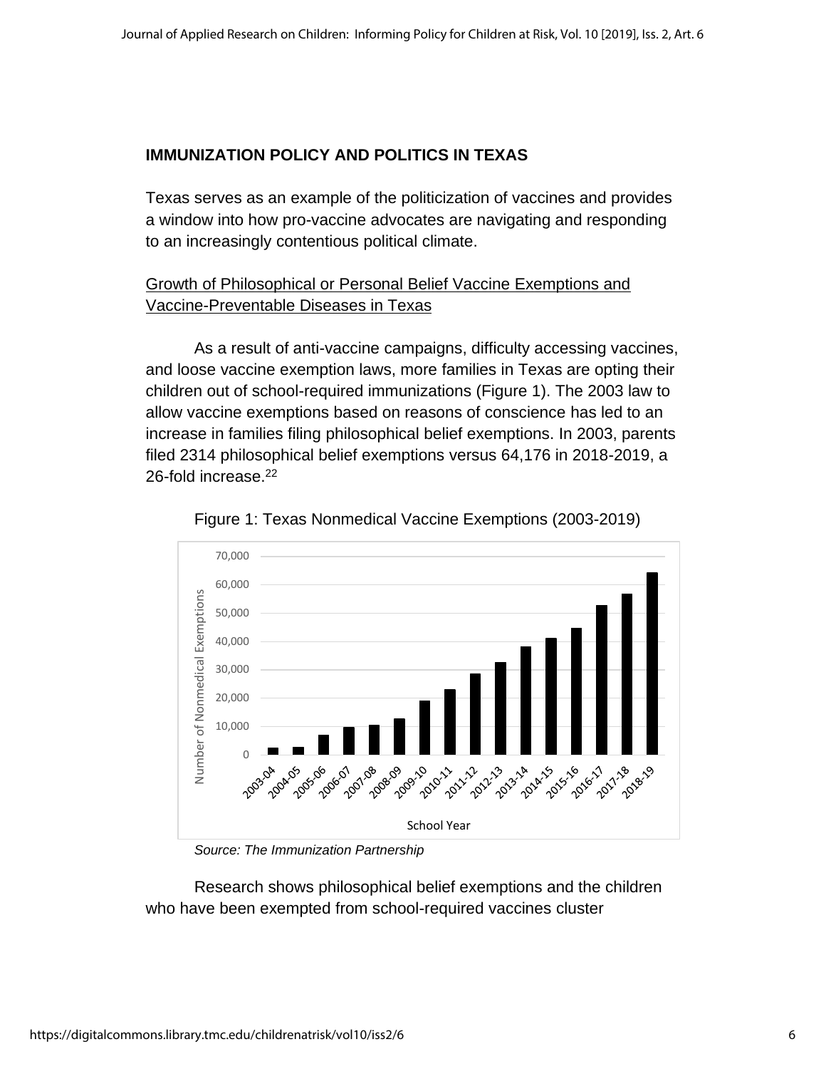## IMMUNIZATION POLICY AND POLITICS IN TEXAS

Texas serves as an example of the politicization of vaccines and provides a window into how pro-vaccine advocates are navigating and responding to an increasingly contentious political climate.

### Growth of Philosophical or Personal Belief Vaccine Exemptions and Vaccine-Preventable Diseases in Texas

As a result of anti-vaccine campaigns, difficulty accessing vaccines, and loose vaccine exemption laws, more families in Texas are opting their children out of school-required immunizations (Figure 1). The 2003 law to allow vaccine exemptions based on reasons of conscience has led to an increase in families filing philosophical belief exemptions. In 2003, parents filed 2314 philosophical belief exemptions versus 64,176 in 2018-2019, a 26-fold increase.[22]

Figure 1: Texas Nonmedical Vaccine Exemptions (2003-2019)

*Source: The Immunization Partnership*

Research shows philosophical belief exemptions and the children who have been exempted from school-required vaccines cluster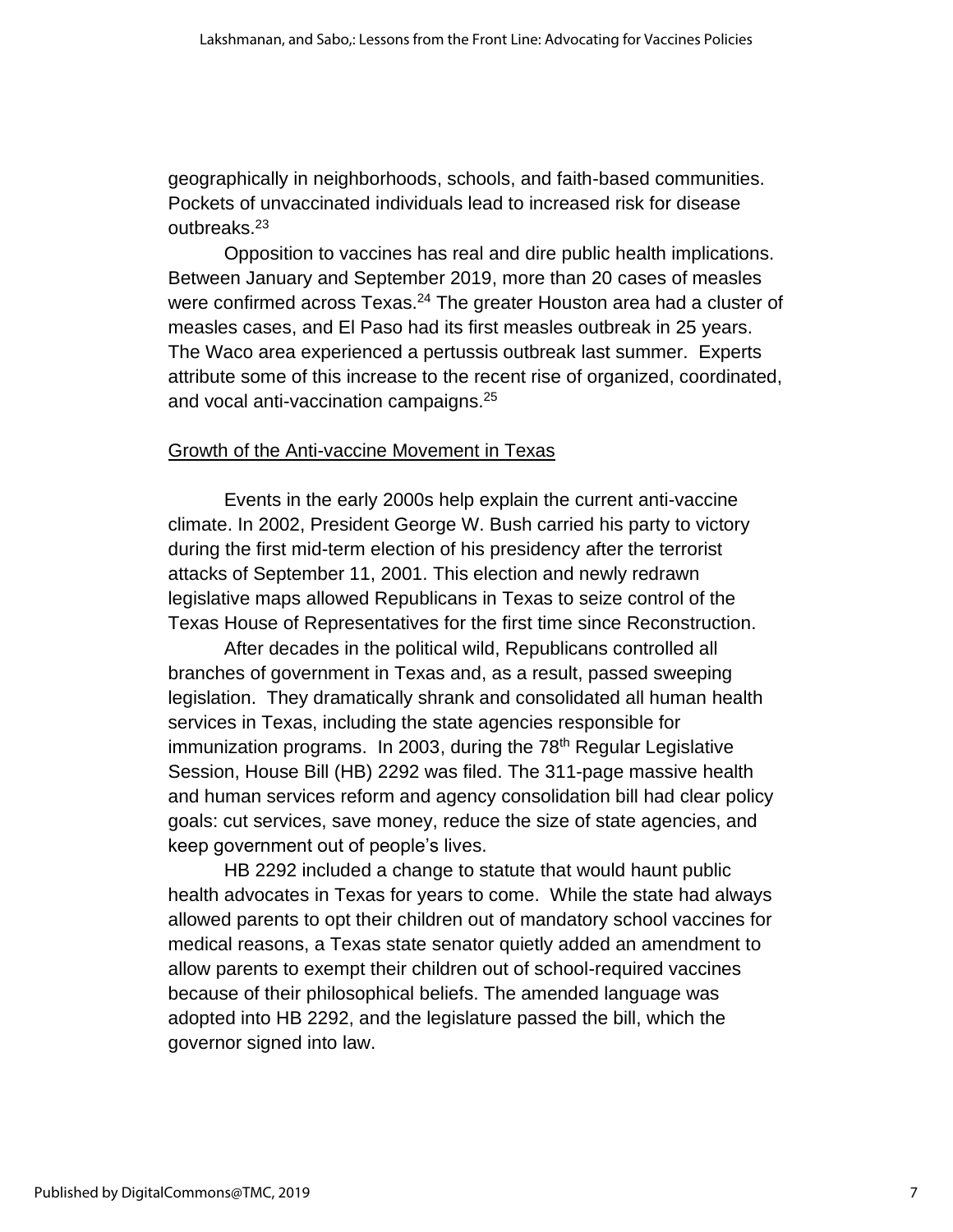geographically in neighborhoods, schools, and faith-based communities. Pockets of unvaccinated individuals lead to increased risk for disease outbreaks.[23]

Opposition to vaccines has real and dire public health implications. Between January and September 2019, more than 20 cases of measles were confirmed across Texas.[24] The greater Houston area had a cluster of measles cases, and El Paso had its first measles outbreak in 25 years. The Waco area experienced a pertussis outbreak last summer. Experts attribute some of this increase to the recent rise of organized, coordinated, and vocal anti-vaccination campaigns.[25]

## Growth of the Anti-vaccine Movement in Texas

Events in the early 2000s help explain the current anti-vaccine climate. In 2002, President George W. Bush carried his party to victory during the first mid-term election of his presidency after the terrorist attacks of September 11, 2001. This election and newly redrawn legislative maps allowed Republicans in Texas to seize control of the Texas House of Representatives for the first time since Reconstruction.

After decades in the political wild, Republicans controlled all branches of government in Texas and, as a result, passed sweeping legislation. They dramatically shrank and consolidated all human health services in Texas, including the state agencies responsible for immunization programs. In 2003, during the 78th Regular Legislative Session, House Bill (HB) 2292 was filed. The 311-page massive health and human services reform and agency consolidation bill had clear policy goals: cut services, save money, reduce the size of state agencies, and keep government out of people's lives.

HB 2292 included a change to statute that would haunt public health advocates in Texas for years to come. While the state had always allowed parents to opt their children out of mandatory school vaccines for medical reasons, a Texas state senator quietly added an amendment to allow parents to exempt their children out of school-required vaccines because of their philosophical beliefs. The amended language was adopted into HB 2292, and the legislature passed the bill, which the governor signed into law.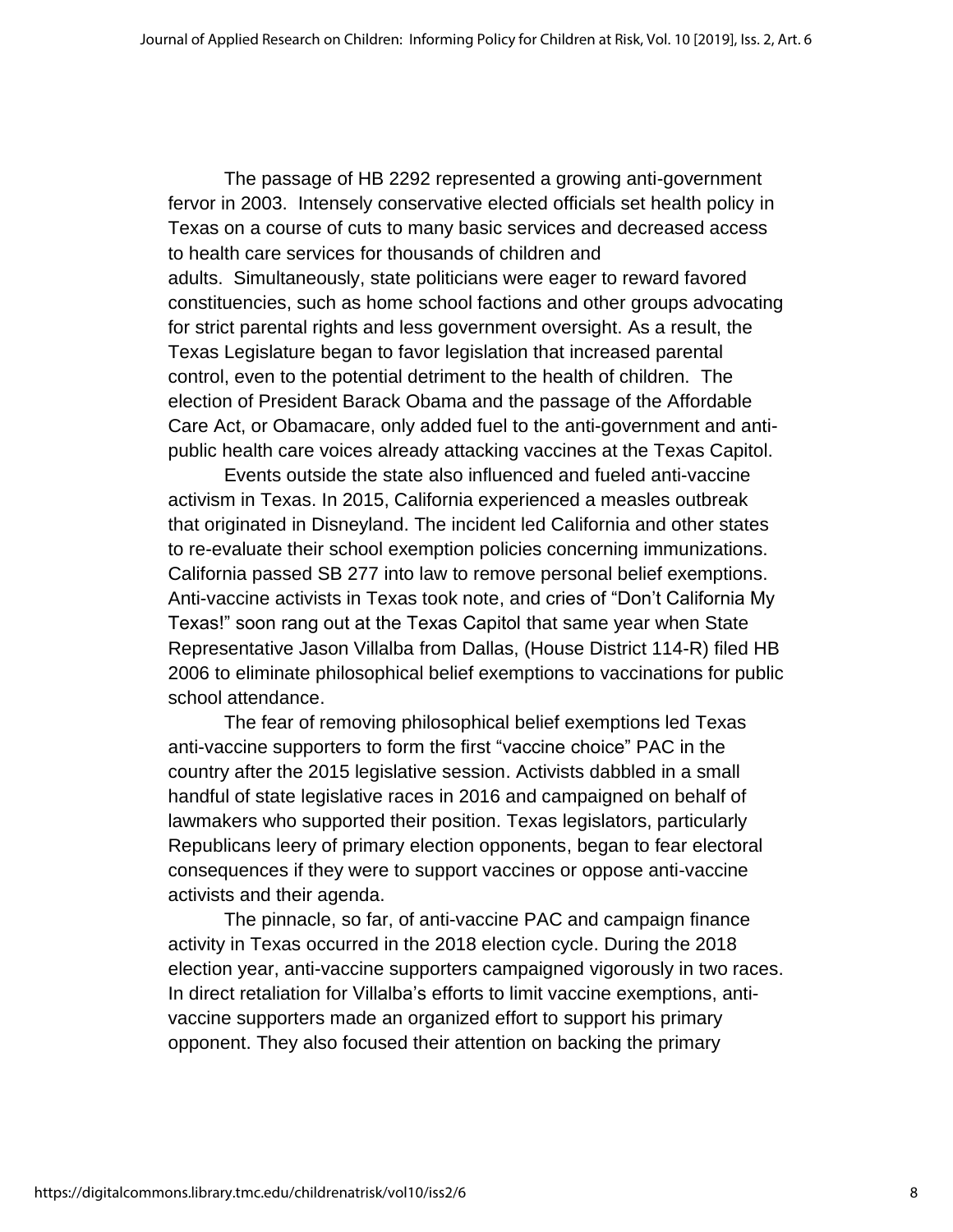The passage of HB 2292 represented a growing anti-government fervor in 2003. Intensely conservative elected officials set health policy in Texas on a course of cuts to many basic services and decreased access to health care services for thousands of children and adults. Simultaneously, state politicians were eager to reward favored constituencies, such as home school factions and other groups advocating for strict parental rights and less government oversight. As a result, the Texas Legislature began to favor legislation that increased parental control, even to the potential detriment to the health of children. The election of President Barack Obama and the passage of the Affordable Care Act, or Obamacare, only added fuel to the anti-government and anti-public health care voices already attacking vaccines at the Texas Capitol.

Events outside the state also influenced and fueled anti-vaccine activism in Texas. In 2015, California experienced a measles outbreak that originated in Disneyland. The incident led California and other states to re-evaluate their school exemption policies concerning immunizations. California passed SB 277 into law to remove personal belief exemptions. Anti-vaccine activists in Texas took note, and cries of "Don't California My Texas!" soon rang out at the Texas Capitol that same year when State Representative Jason Villalba from Dallas, (House District 114-R) filed HB 2006 to eliminate philosophical belief exemptions to vaccinations for public school attendance.

The fear of removing philosophical belief exemptions led Texas anti-vaccine supporters to form the first "vaccine choice" PAC in the country after the 2015 legislative session. Activists dabbled in a small handful of state legislative races in 2016 and campaigned on behalf of lawmakers who supported their position. Texas legislators, particularly Republicans leery of primary election opponents, began to fear electoral consequences if they were to support vaccines or oppose anti-vaccine activists and their agenda.

The pinnacle, so far, of anti-vaccine PAC and campaign finance activity in Texas occurred in the 2018 election cycle. During the 2018 election year, anti-vaccine supporters campaigned vigorously in two races. In direct retaliation for Villalba's efforts to limit vaccine exemptions, anti-vaccine supporters made an organized effort to support his primary opponent. They also focused their attention on backing the primary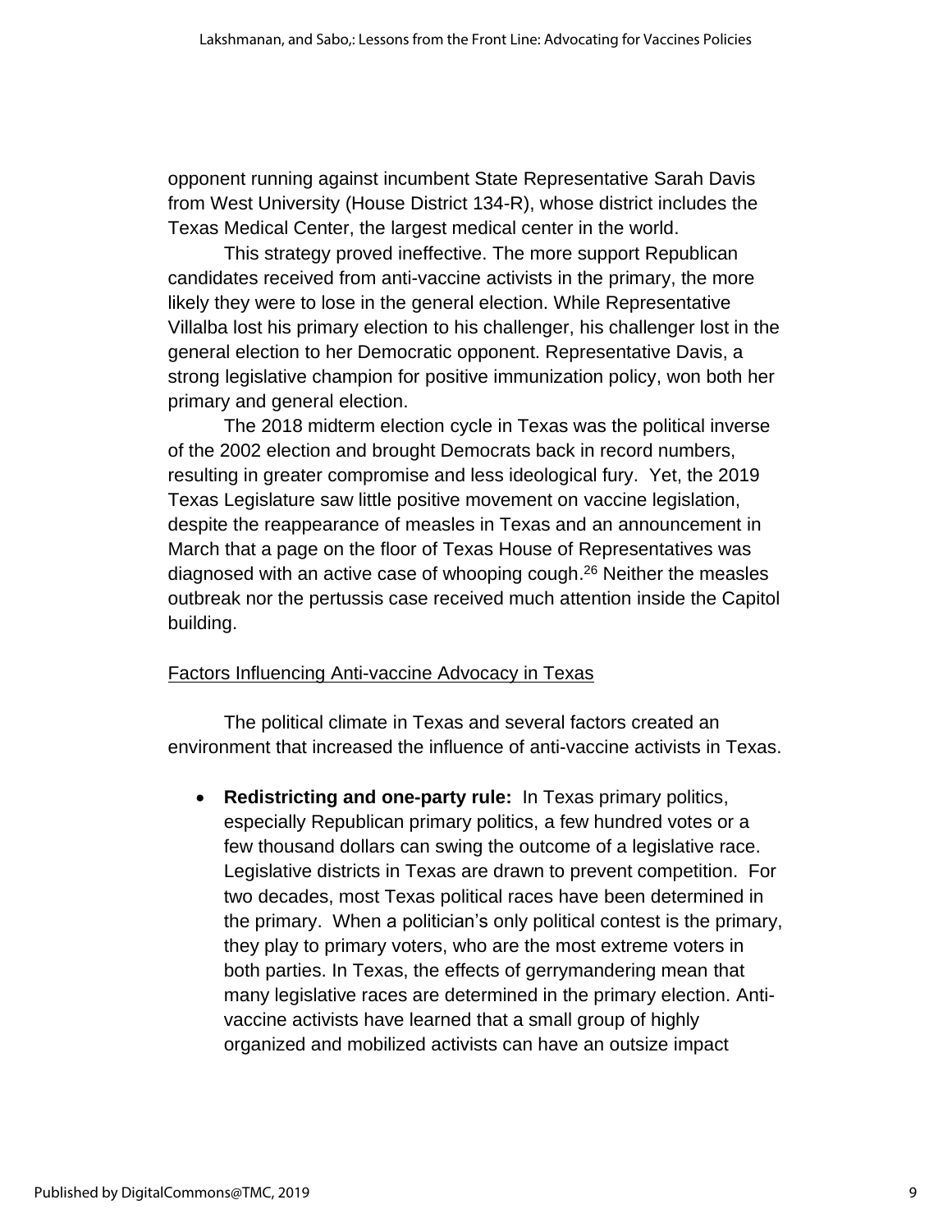opponent running against incumbent State Representative Sarah Davis from West University (House District 134-R), whose district includes the Texas Medical Center, the largest medical center in the world.

This strategy proved ineffective. The more support Republican candidates received from anti-vaccine activists in the primary, the more likely they were to lose in the general election. While Representative Villalba lost his primary election to his challenger, his challenger lost in the general election to her Democratic opponent. Representative Davis, a strong legislative champion for positive immunization policy, won both her primary and general election.

The 2018 midterm election cycle in Texas was the political inverse of the 2002 election and brought Democrats back in record numbers, resulting in greater compromise and less ideological fury. Yet, the 2019 Texas Legislature saw little positive movement on vaccine legislation, despite the reappearance of measles in Texas and an announcement in March that a page on the floor of Texas House of Representatives was diagnosed with an active case of whooping cough.[26] Neither the measles outbreak nor the pertussis case received much attention inside the Capitol building.

## Factors Influencing Anti-vaccine Advocacy in Texas

The political climate in Texas and several factors created an environment that increased the influence of anti-vaccine activists in Texas.

- **Redistricting and one-party rule:** In Texas primary politics, especially Republican primary politics, a few hundred votes or a few thousand dollars can swing the outcome of a legislative race. Legislative districts in Texas are drawn to prevent competition. For two decades, most Texas political races have been determined in the primary. When a politician's only political contest is the primary, they play to primary voters, who are the most extreme voters in both parties. In Texas, the effects of gerrymandering mean that many legislative races are determined in the primary election. Anti-vaccine activists have learned that a small group of highly organized and mobilized activists can have an outsize impact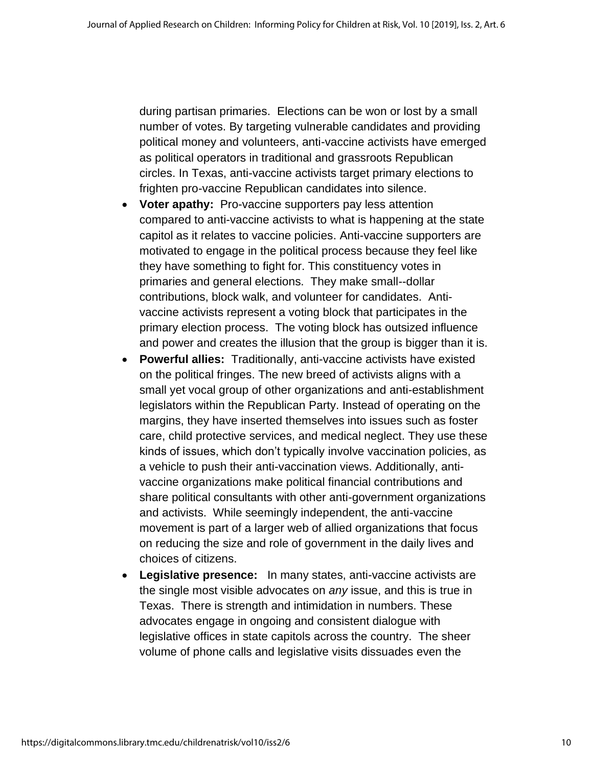during partisan primaries. Elections can be won or lost by a small number of votes. By targeting vulnerable candidates and providing political money and volunteers, anti-vaccine activists have emerged as political operators in traditional and grassroots Republican circles. In Texas, anti-vaccine activists target primary elections to frighten pro-vaccine Republican candidates into silence.

- **Voter apathy:** Pro-vaccine supporters pay less attention compared to anti-vaccine activists to what is happening at the state capitol as it relates to vaccine policies. Anti-vaccine supporters are motivated to engage in the political process because they feel like they have something to fight for. This constituency votes in primaries and general elections. They make small--dollar contributions, block walk, and volunteer for candidates. Anti-vaccine activists represent a voting block that participates in the primary election process. The voting block has outsized influence and power and creates the illusion that the group is bigger than it is.
- **Powerful allies:** Traditionally, anti-vaccine activists have existed on the political fringes. The new breed of activists aligns with a small yet vocal group of other organizations and anti-establishment legislators within the Republican Party. Instead of operating on the margins, they have inserted themselves into issues such as foster care, child protective services, and medical neglect. They use these kinds of issues, which don't typically involve vaccination policies, as a vehicle to push their anti-vaccination views. Additionally, anti-vaccine organizations make political financial contributions and share political consultants with other anti-government organizations and activists. While seemingly independent, the anti-vaccine movement is part of a larger web of allied organizations that focus on reducing the size and role of government in the daily lives and choices of citizens.
- **Legislative presence:** In many states, anti-vaccine activists are the single most visible advocates on *any* issue, and this is true in Texas. There is strength and intimidation in numbers. These advocates engage in ongoing and consistent dialogue with legislative offices in state capitols across the country. The sheer volume of phone calls and legislative visits dissuades even the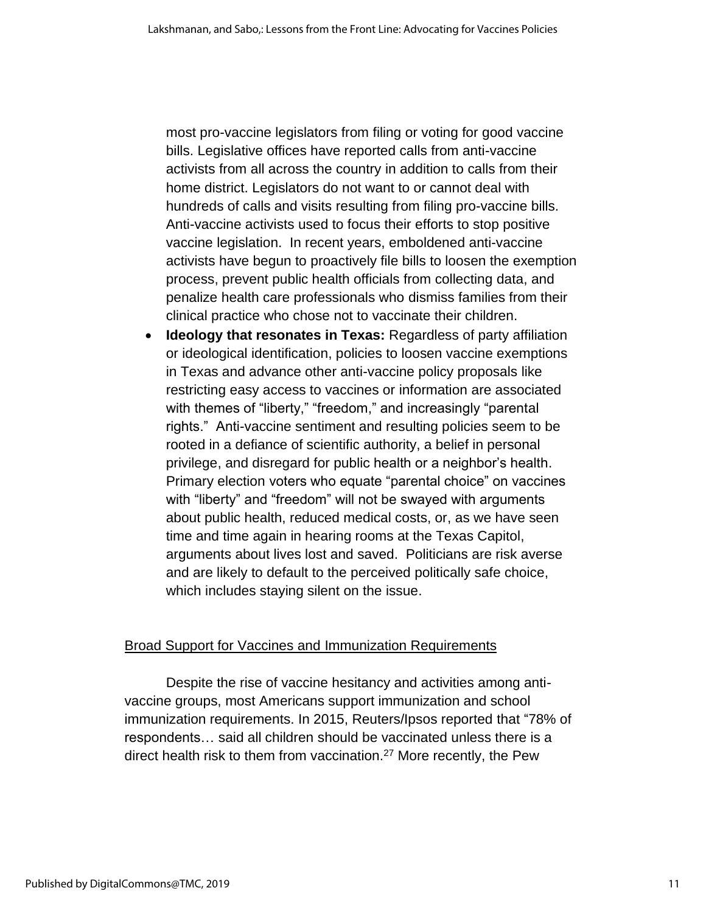most pro-vaccine legislators from filing or voting for good vaccine bills. Legislative offices have reported calls from anti-vaccine activists from all across the country in addition to calls from their home district. Legislators do not want to or cannot deal with hundreds of calls and visits resulting from filing pro-vaccine bills. Anti-vaccine activists used to focus their efforts to stop positive vaccine legislation. In recent years, emboldened anti-vaccine activists have begun to proactively file bills to loosen the exemption process, prevent public health officials from collecting data, and penalize health care professionals who dismiss families from their clinical practice who chose not to vaccinate their children.

- **Ideology that resonates in Texas:** Regardless of party affiliation or ideological identification, policies to loosen vaccine exemptions in Texas and advance other anti-vaccine policy proposals like restricting easy access to vaccines or information are associated with themes of "liberty," "freedom," and increasingly "parental rights." Anti-vaccine sentiment and resulting policies seem to be rooted in a defiance of scientific authority, a belief in personal privilege, and disregard for public health or a neighbor's health. Primary election voters who equate "parental choice" on vaccines with "liberty" and "freedom" will not be swayed with arguments about public health, reduced medical costs, or, as we have seen time and time again in hearing rooms at the Texas Capitol, arguments about lives lost and saved. Politicians are risk averse and are likely to default to the perceived politically safe choice, which includes staying silent on the issue.

Broad Support for Vaccines and Immunization Requirements

Despite the rise of vaccine hesitancy and activities among anti-vaccine groups, most Americans support immunization and school immunization requirements. In 2015, Reuters/Ipsos reported that "78% of respondents… said all children should be vaccinated unless there is a direct health risk to them from vaccination.[27] More recently, the Pew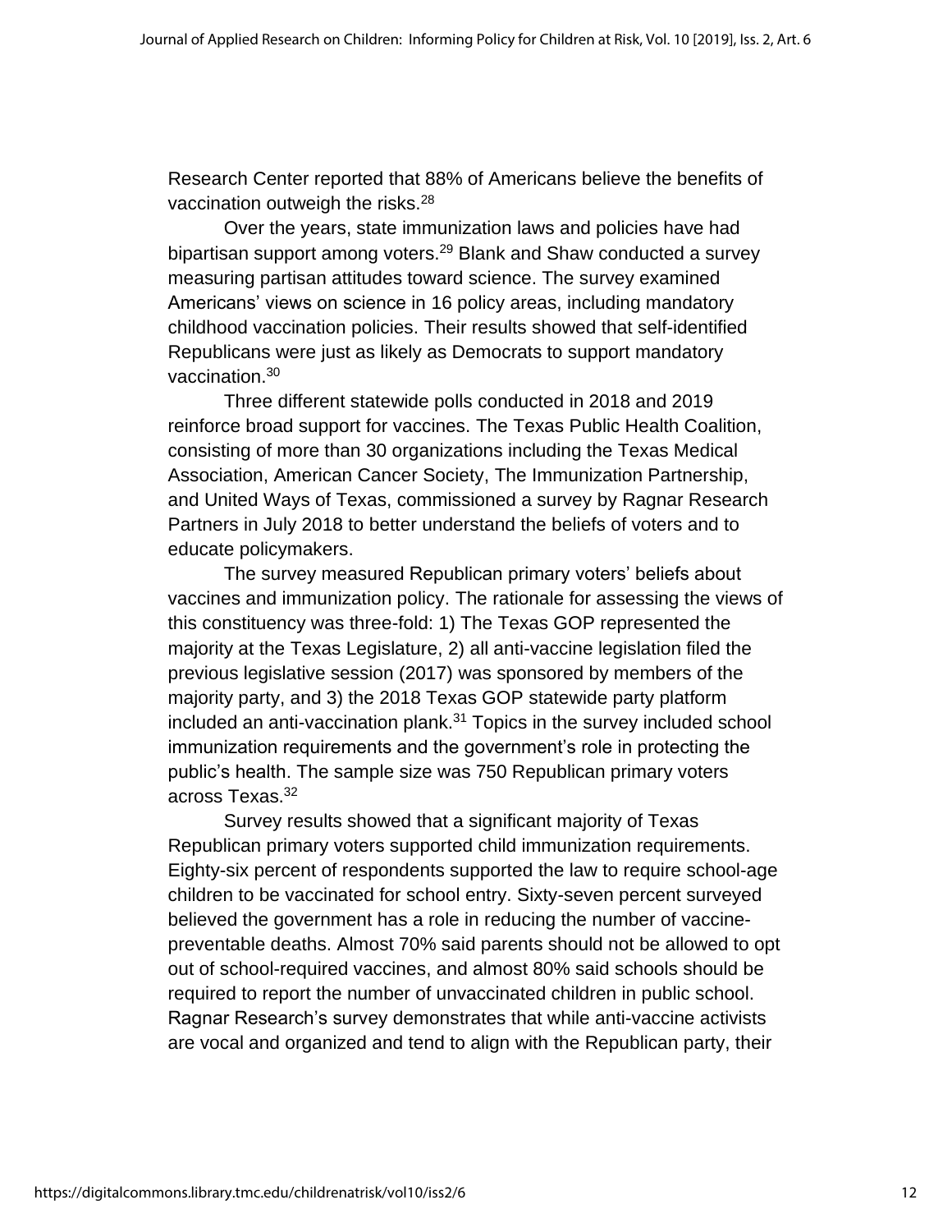Research Center reported that 88% of Americans believe the benefits of vaccination outweigh the risks.[28]

Over the years, state immunization laws and policies have had bipartisan support among voters.[29] Blank and Shaw conducted a survey measuring partisan attitudes toward science. The survey examined Americans' views on science in 16 policy areas, including mandatory childhood vaccination policies. Their results showed that self-identified Republicans were just as likely as Democrats to support mandatory vaccination.[30]

Three different statewide polls conducted in 2018 and 2019 reinforce broad support for vaccines. The Texas Public Health Coalition, consisting of more than 30 organizations including the Texas Medical Association, American Cancer Society, The Immunization Partnership, and United Ways of Texas, commissioned a survey by Ragnar Research Partners in July 2018 to better understand the beliefs of voters and to educate policymakers.

The survey measured Republican primary voters' beliefs about vaccines and immunization policy. The rationale for assessing the views of this constituency was three-fold: 1) The Texas GOP represented the majority at the Texas Legislature, 2) all anti-vaccine legislation filed the previous legislative session (2017) was sponsored by members of the majority party, and 3) the 2018 Texas GOP statewide party platform included an anti-vaccination plank.[31] Topics in the survey included school immunization requirements and the government's role in protecting the public's health. The sample size was 750 Republican primary voters across Texas.[32]

Survey results showed that a significant majority of Texas Republican primary voters supported child immunization requirements. Eighty-six percent of respondents supported the law to require school-age children to be vaccinated for school entry. Sixty-seven percent surveyed believed the government has a role in reducing the number of vaccine-preventable deaths. Almost 70% said parents should not be allowed to opt out of school-required vaccines, and almost 80% said schools should be required to report the number of unvaccinated children in public school. Ragnar Research's survey demonstrates that while anti-vaccine activists are vocal and organized and tend to align with the Republican party, their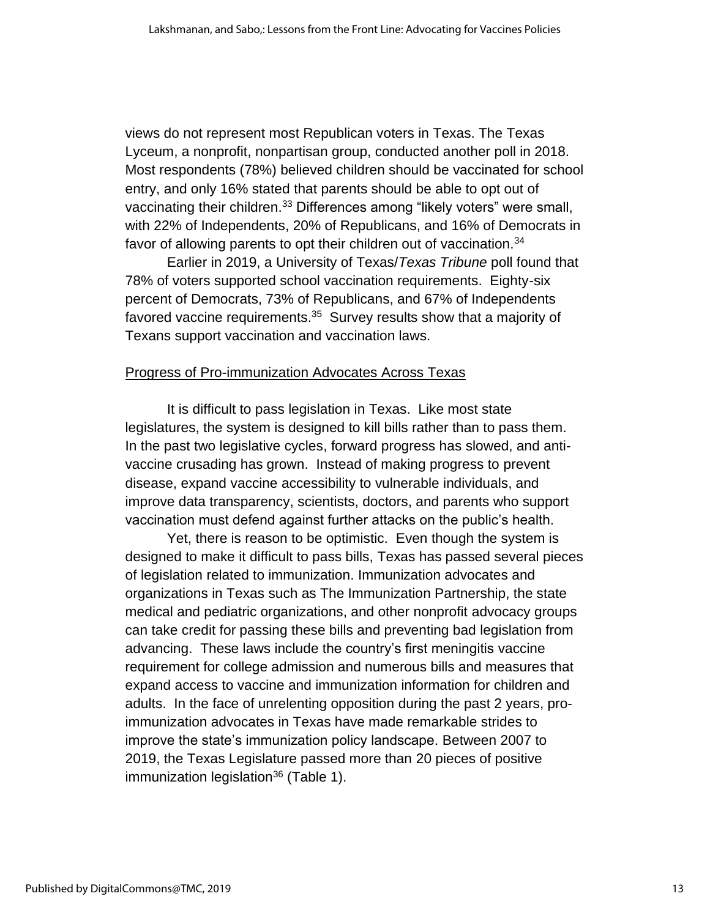views do not represent most Republican voters in Texas. The Texas Lyceum, a nonprofit, nonpartisan group, conducted another poll in 2018. Most respondents (78%) believed children should be vaccinated for school entry, and only 16% stated that parents should be able to opt out of vaccinating their children.[33] Differences among "likely voters" were small, with 22% of Independents, 20% of Republicans, and 16% of Democrats in favor of allowing parents to opt their children out of vaccination.[34]

Earlier in 2019, a University of Texas/*Texas Tribune* poll found that 78% of voters supported school vaccination requirements. Eighty-six percent of Democrats, 73% of Republicans, and 67% of Independents favored vaccine requirements.[35] Survey results show that a majority of Texans support vaccination and vaccination laws.

## Progress of Pro-immunization Advocates Across Texas

It is difficult to pass legislation in Texas. Like most state legislatures, the system is designed to kill bills rather than to pass them. In the past two legislative cycles, forward progress has slowed, and anti-vaccine crusading has grown. Instead of making progress to prevent disease, expand vaccine accessibility to vulnerable individuals, and improve data transparency, scientists, doctors, and parents who support vaccination must defend against further attacks on the public's health.

Yet, there is reason to be optimistic. Even though the system is designed to make it difficult to pass bills, Texas has passed several pieces of legislation related to immunization. Immunization advocates and organizations in Texas such as The Immunization Partnership, the state medical and pediatric organizations, and other nonprofit advocacy groups can take credit for passing these bills and preventing bad legislation from advancing. These laws include the country's first meningitis vaccine requirement for college admission and numerous bills and measures that expand access to vaccine and immunization information for children and adults. In the face of unrelenting opposition during the past 2 years, pro-immunization advocates in Texas have made remarkable strides to improve the state's immunization policy landscape. Between 2007 to 2019, the Texas Legislature passed more than 20 pieces of positive immunization legislation[36] (Table 1).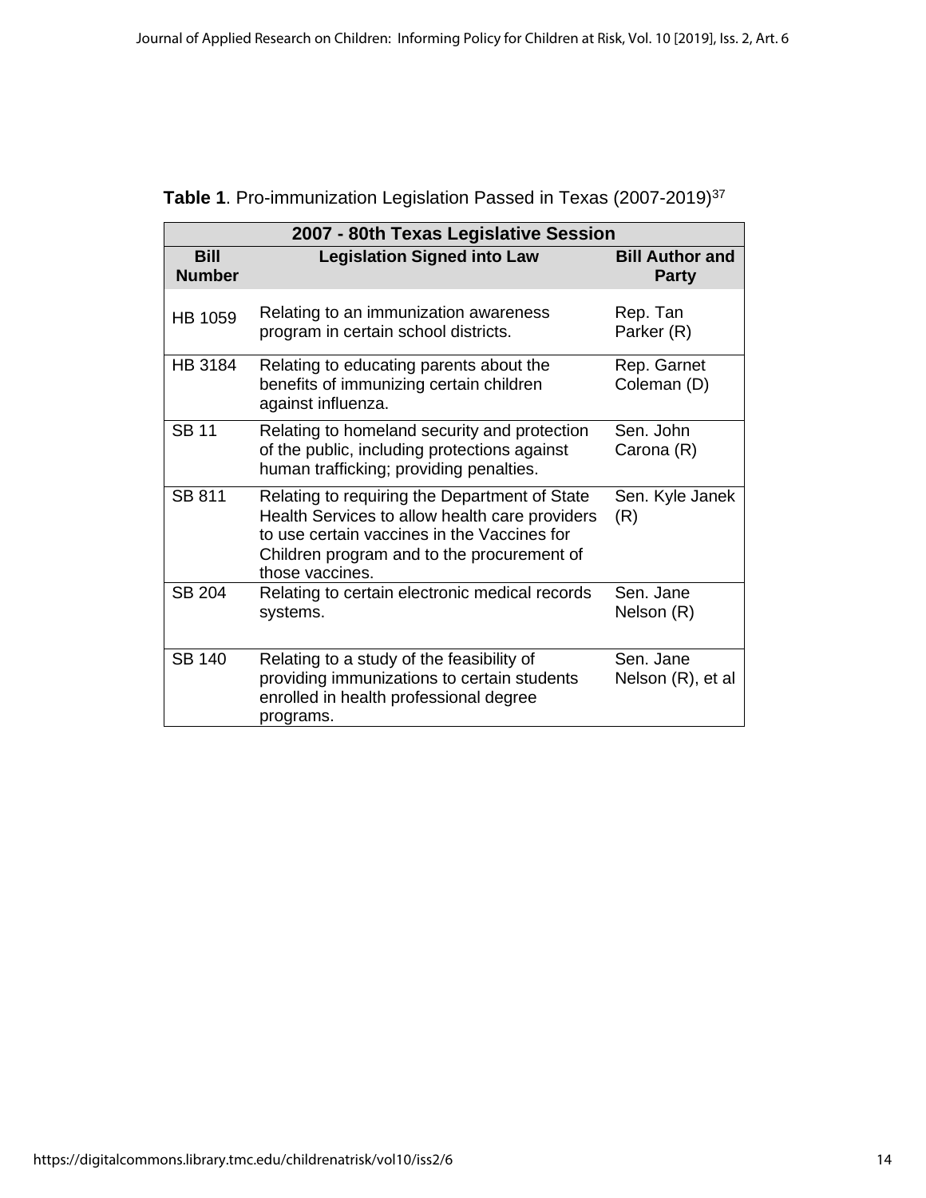**Table 1**. Pro-immunization Legislation Passed in Texas (2007-2019)[37]

| 2007 - 80th Texas Legislative Session | | |
|---|---|---|
| **Bill Number** | **Legislation Signed into Law** | **Bill Author and Party** |
| HB 1059 | Relating to an immunization awareness program in certain school districts. | Rep. Tan Parker (R) |
| HB 3184 | Relating to educating parents about the benefits of immunizing certain children against influenza. | Rep. Garnet Coleman (D) |
| SB 11 | Relating to homeland security and protection of the public, including protections against human trafficking; providing penalties. | Sen. John Carona (R) |
| SB 811 | Relating to requiring the Department of State Health Services to allow health care providers to use certain vaccines in the Vaccines for Children program and to the procurement of those vaccines. | Sen. Kyle Janek (R) |
| SB 204 | Relating to certain electronic medical records systems. | Sen. Jane Nelson (R) |
| SB 140 | Relating to a study of the feasibility of providing immunizations to certain students enrolled in health professional degree programs. | Sen. Jane Nelson (R), et al |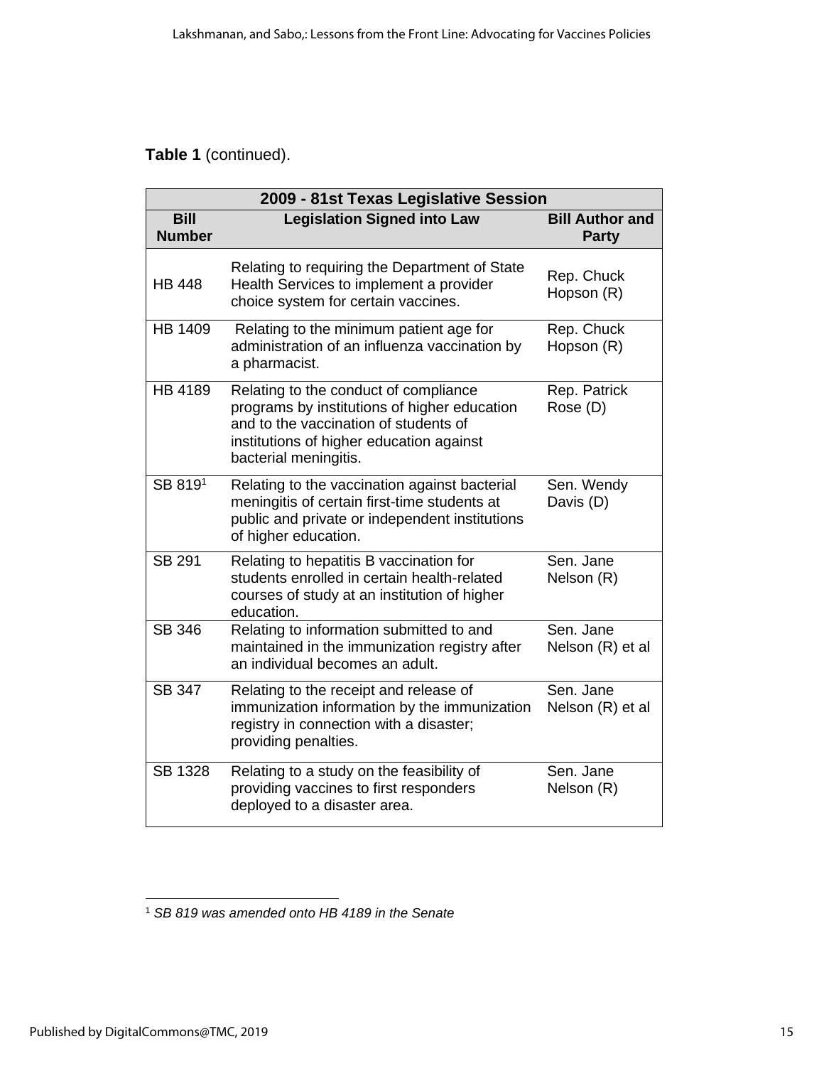**Table 1** (continued).

| 2009 - 81st Texas Legislative Session | | |
|---|---|---|
| **Bill Number** | **Legislation Signed into Law** | **Bill Author and Party** |
| HB 448 | Relating to requiring the Department of State Health Services to implement a provider choice system for certain vaccines. | Rep. Chuck Hopson (R) |
| HB 1409 | Relating to the minimum patient age for administration of an influenza vaccination by a pharmacist. | Rep. Chuck Hopson (R) |
| HB 4189 | Relating to the conduct of compliance programs by institutions of higher education and to the vaccination of students of institutions of higher education against bacterial meningitis. | Rep. Patrick Rose (D) |
| SB 819[1] | Relating to the vaccination against bacterial meningitis of certain first-time students at public and private or independent institutions of higher education. | Sen. Wendy Davis (D) |
| SB 291 | Relating to hepatitis B vaccination for students enrolled in certain health-related courses of study at an institution of higher education. | Sen. Jane Nelson (R) |
| SB 346 | Relating to information submitted to and maintained in the immunization registry after an individual becomes an adult. | Sen. Jane Nelson (R) et al |
| SB 347 | Relating to the receipt and release of immunization information by the immunization registry in connection with a disaster; providing penalties. | Sen. Jane Nelson (R) et al |
| SB 1328 | Relating to a study on the feasibility of providing vaccines to first responders deployed to a disaster area. | Sen. Jane Nelson (R) |

[1] *SB 819 was amended onto HB 4189 in the Senate*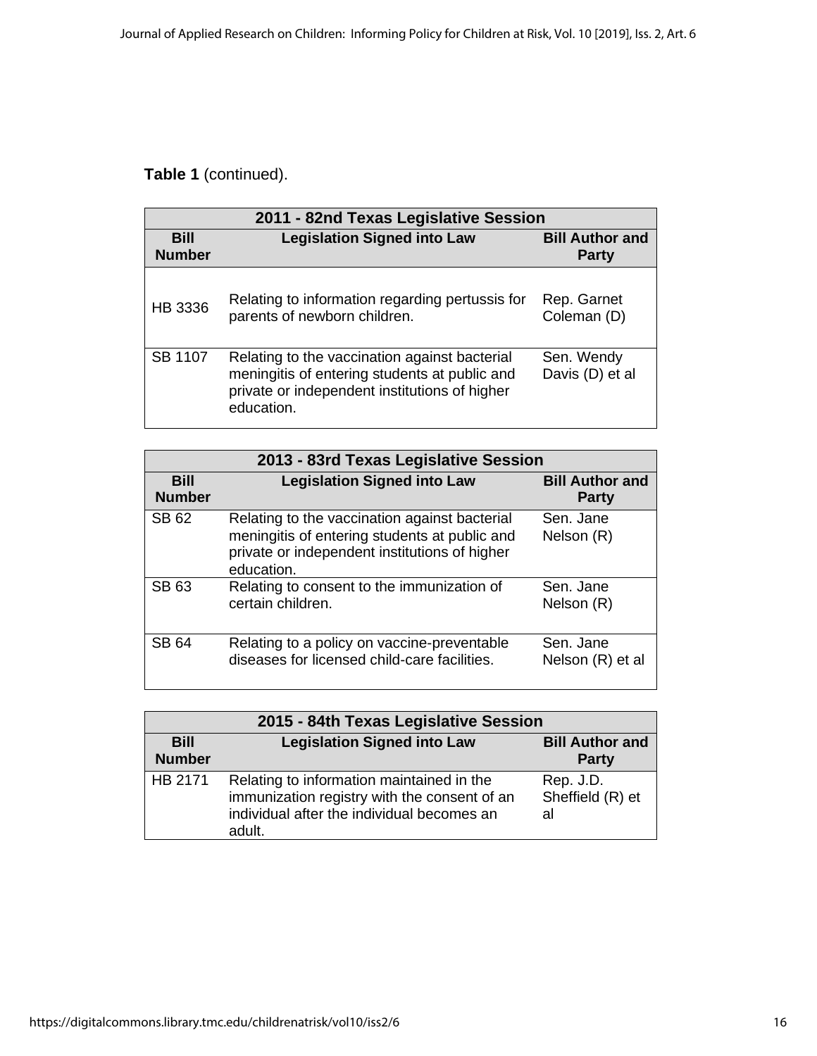**Table 1** (continued).

| 2011 - 82nd Texas Legislative Session | | |
|---|---|---|
| **Bill Number** | **Legislation Signed into Law** | **Bill Author and Party** |
| HB 3336 | Relating to information regarding pertussis for parents of newborn children. | Rep. Garnet Coleman (D) |
| SB 1107 | Relating to the vaccination against bacterial meningitis of entering students at public and private or independent institutions of higher education. | Sen. Wendy Davis (D) et al |

| 2013 - 83rd Texas Legislative Session | | |
|---|---|---|
| **Bill Number** | **Legislation Signed into Law** | **Bill Author and Party** |
| SB 62 | Relating to the vaccination against bacterial meningitis of entering students at public and private or independent institutions of higher education. | Sen. Jane Nelson (R) |
| SB 63 | Relating to consent to the immunization of certain children. | Sen. Jane Nelson (R) |
| SB 64 | Relating to a policy on vaccine-preventable diseases for licensed child-care facilities. | Sen. Jane Nelson (R) et al |

| 2015 - 84th Texas Legislative Session | | |
|---|---|---|
| **Bill Number** | **Legislation Signed into Law** | **Bill Author and Party** |
| HB 2171 | Relating to information maintained in the immunization registry with the consent of an individual after the individual becomes an adult. | Rep. J.D. Sheffield (R) et al |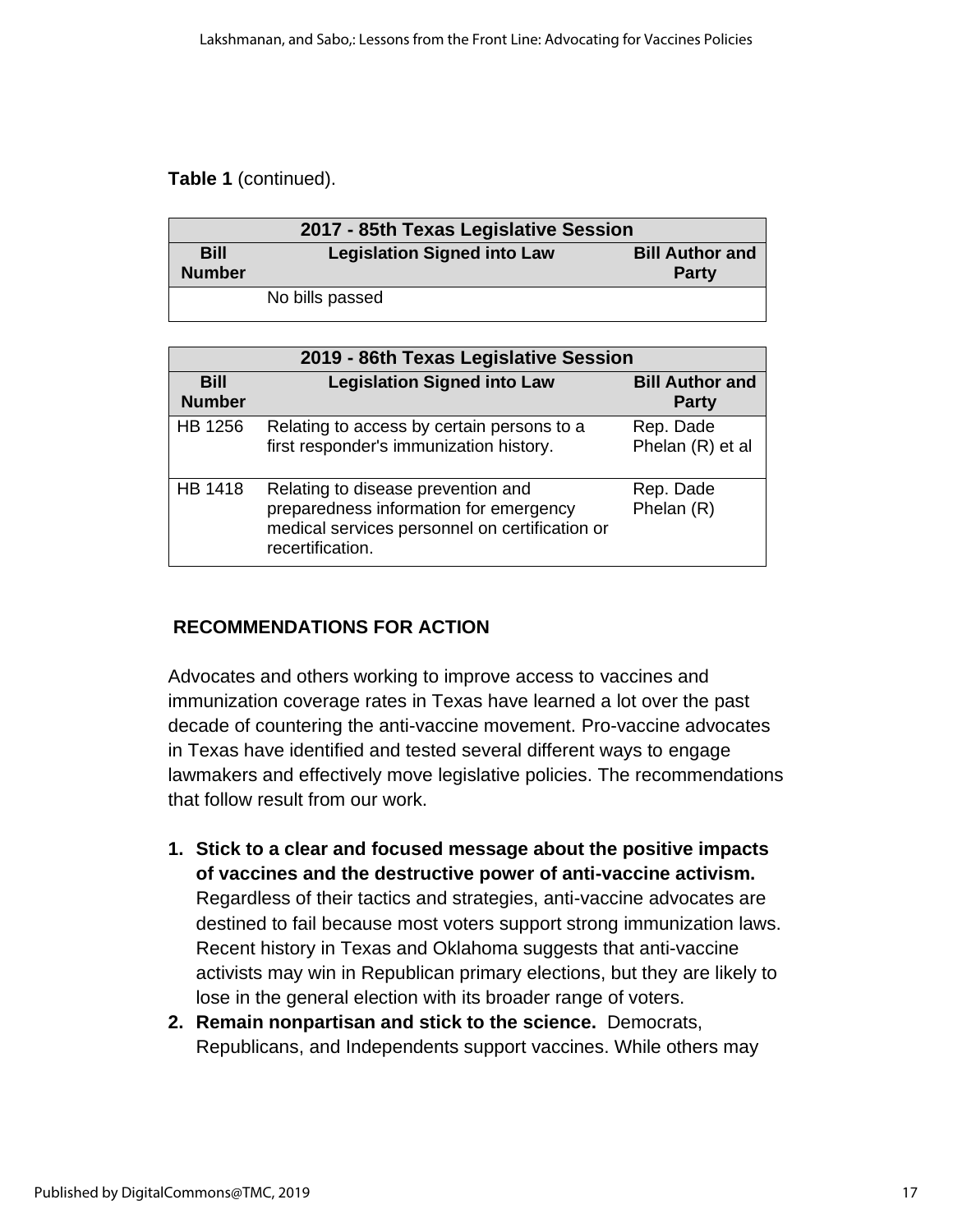**Table 1** (continued).

| 2017 - 85th Texas Legislative Session | | |
|---|---|---|
| **Bill Number** | **Legislation Signed into Law** | **Bill Author and Party** |
| | No bills passed | |

| 2019 - 86th Texas Legislative Session | | |
|---|---|---|
| **Bill Number** | **Legislation Signed into Law** | **Bill Author and Party** |
| HB 1256 | Relating to access by certain persons to a first responder's immunization history. | Rep. Dade Phelan (R) et al |
| HB 1418 | Relating to disease prevention and preparedness information for emergency medical services personnel on certification or recertification. | Rep. Dade Phelan (R) |

## RECOMMENDATIONS FOR ACTION

Advocates and others working to improve access to vaccines and immunization coverage rates in Texas have learned a lot over the past decade of countering the anti-vaccine movement. Pro-vaccine advocates in Texas have identified and tested several different ways to engage lawmakers and effectively move legislative policies. The recommendations that follow result from our work.

1. **Stick to a clear and focused message about the positive impacts of vaccines and the destructive power of anti-vaccine activism.** Regardless of their tactics and strategies, anti-vaccine advocates are destined to fail because most voters support strong immunization laws. Recent history in Texas and Oklahoma suggests that anti-vaccine activists may win in Republican primary elections, but they are likely to lose in the general election with its broader range of voters.
2. **Remain nonpartisan and stick to the science.** Democrats, Republicans, and Independents support vaccines. While others may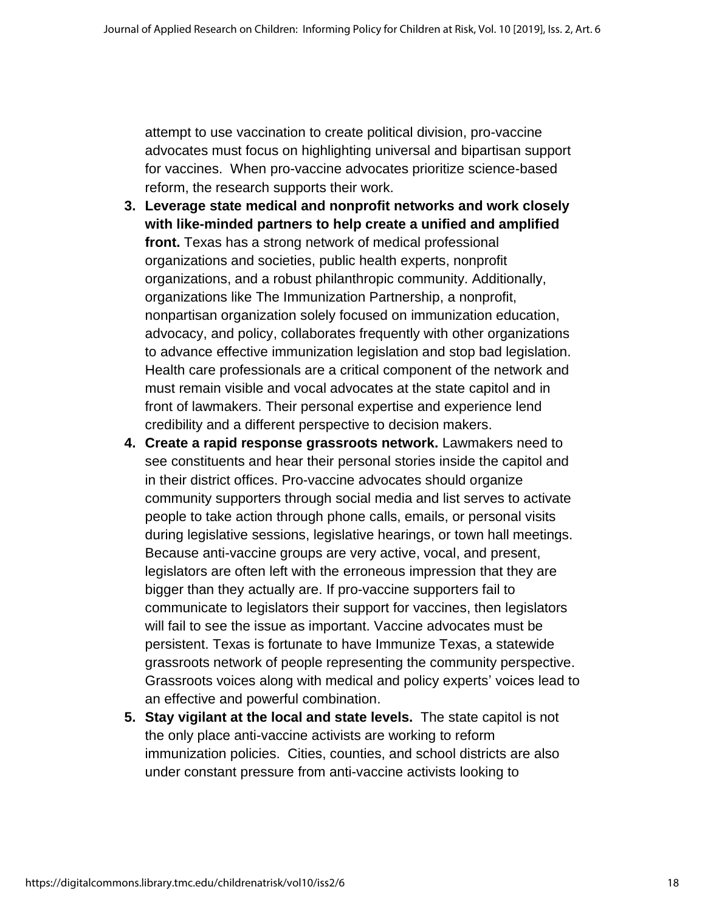attempt to use vaccination to create political division, pro-vaccine advocates must focus on highlighting universal and bipartisan support for vaccines. When pro-vaccine advocates prioritize science-based reform, the research supports their work.

3. **Leverage state medical and nonprofit networks and work closely with like-minded partners to help create a unified and amplified front.** Texas has a strong network of medical professional organizations and societies, public health experts, nonprofit organizations, and a robust philanthropic community. Additionally, organizations like The Immunization Partnership, a nonprofit, nonpartisan organization solely focused on immunization education, advocacy, and policy, collaborates frequently with other organizations to advance effective immunization legislation and stop bad legislation. Health care professionals are a critical component of the network and must remain visible and vocal advocates at the state capitol and in front of lawmakers. Their personal expertise and experience lend credibility and a different perspective to decision makers.
4. **Create a rapid response grassroots network.** Lawmakers need to see constituents and hear their personal stories inside the capitol and in their district offices. Pro-vaccine advocates should organize community supporters through social media and list serves to activate people to take action through phone calls, emails, or personal visits during legislative sessions, legislative hearings, or town hall meetings. Because anti-vaccine groups are very active, vocal, and present, legislators are often left with the erroneous impression that they are bigger than they actually are. If pro-vaccine supporters fail to communicate to legislators their support for vaccines, then legislators will fail to see the issue as important. Vaccine advocates must be persistent. Texas is fortunate to have Immunize Texas, a statewide grassroots network of people representing the community perspective. Grassroots voices along with medical and policy experts' voices lead to an effective and powerful combination.
5. **Stay vigilant at the local and state levels.** The state capitol is not the only place anti-vaccine activists are working to reform immunization policies. Cities, counties, and school districts are also under constant pressure from anti-vaccine activists looking to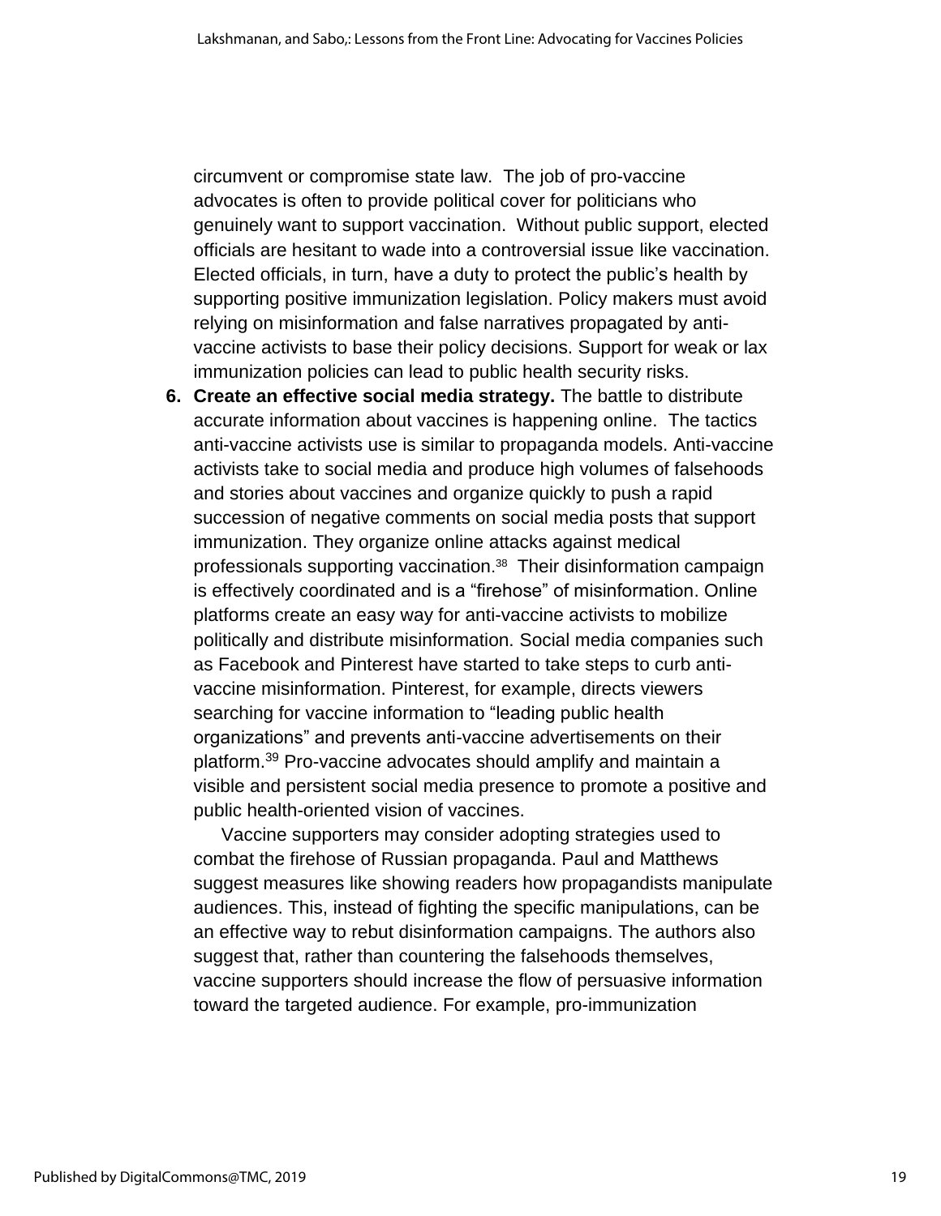circumvent or compromise state law.  The job of pro-vaccine advocates is often to provide political cover for politicians who genuinely want to support vaccination.  Without public support, elected officials are hesitant to wade into a controversial issue like vaccination. Elected officials, in turn, have a duty to protect the public's health by supporting positive immunization legislation. Policy makers must avoid relying on misinformation and false narratives propagated by anti-vaccine activists to base their policy decisions. Support for weak or lax immunization policies can lead to public health security risks.

6. **Create an effective social media strategy.** The battle to distribute accurate information about vaccines is happening online.  The tactics anti-vaccine activists use is similar to propaganda models. Anti-vaccine activists take to social media and produce high volumes of falsehoods and stories about vaccines and organize quickly to push a rapid succession of negative comments on social media posts that support immunization. They organize online attacks against medical professionals supporting vaccination.[38]  Their disinformation campaign is effectively coordinated and is a "firehose" of misinformation. Online platforms create an easy way for anti-vaccine activists to mobilize politically and distribute misinformation. Social media companies such as Facebook and Pinterest have started to take steps to curb anti-vaccine misinformation. Pinterest, for example, directs viewers searching for vaccine information to "leading public health organizations" and prevents anti-vaccine advertisements on their platform.[39] Pro-vaccine advocates should amplify and maintain a visible and persistent social media presence to promote a positive and public health-oriented vision of vaccines.

   Vaccine supporters may consider adopting strategies used to combat the firehose of Russian propaganda. Paul and Matthews suggest measures like showing readers how propagandists manipulate audiences. This, instead of fighting the specific manipulations, can be an effective way to rebut disinformation campaigns. The authors also suggest that, rather than countering the falsehoods themselves, vaccine supporters should increase the flow of persuasive information toward the targeted audience. For example, pro-immunization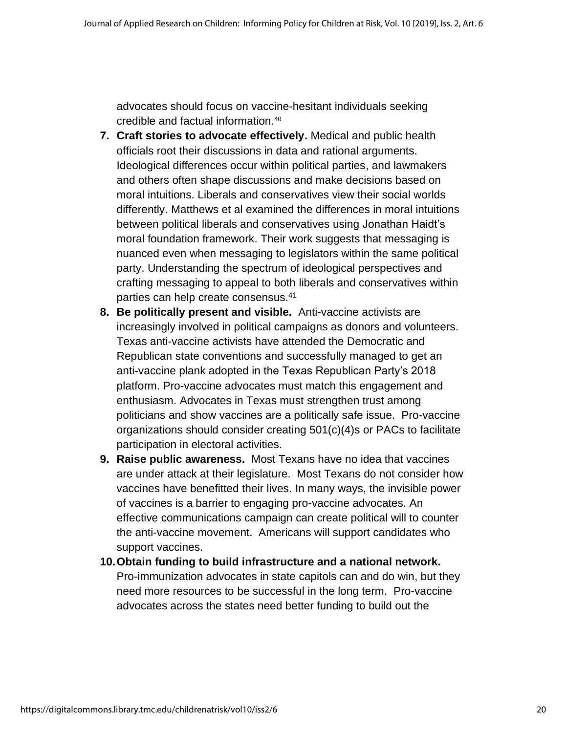advocates should focus on vaccine-hesitant individuals seeking credible and factual information.[40]

7. **Craft stories to advocate effectively.** Medical and public health officials root their discussions in data and rational arguments. Ideological differences occur within political parties, and lawmakers and others often shape discussions and make decisions based on moral intuitions. Liberals and conservatives view their social worlds differently. Matthews et al examined the differences in moral intuitions between political liberals and conservatives using Jonathan Haidt's moral foundation framework. Their work suggests that messaging is nuanced even when messaging to legislators within the same political party. Understanding the spectrum of ideological perspectives and crafting messaging to appeal to both liberals and conservatives within parties can help create consensus.[41]
8. **Be politically present and visible.** Anti-vaccine activists are increasingly involved in political campaigns as donors and volunteers. Texas anti-vaccine activists have attended the Democratic and Republican state conventions and successfully managed to get an anti-vaccine plank adopted in the Texas Republican Party's 2018 platform. Pro-vaccine advocates must match this engagement and enthusiasm. Advocates in Texas must strengthen trust among politicians and show vaccines are a politically safe issue. Pro-vaccine organizations should consider creating 501(c)(4)s or PACs to facilitate participation in electoral activities.
9. **Raise public awareness.** Most Texans have no idea that vaccines are under attack at their legislature. Most Texans do not consider how vaccines have benefitted their lives. In many ways, the invisible power of vaccines is a barrier to engaging pro-vaccine advocates. An effective communications campaign can create political will to counter the anti-vaccine movement. Americans will support candidates who support vaccines.
10. **Obtain funding to build infrastructure and a national network.** Pro-immunization advocates in state capitols can and do win, but they need more resources to be successful in the long term. Pro-vaccine advocates across the states need better funding to build out the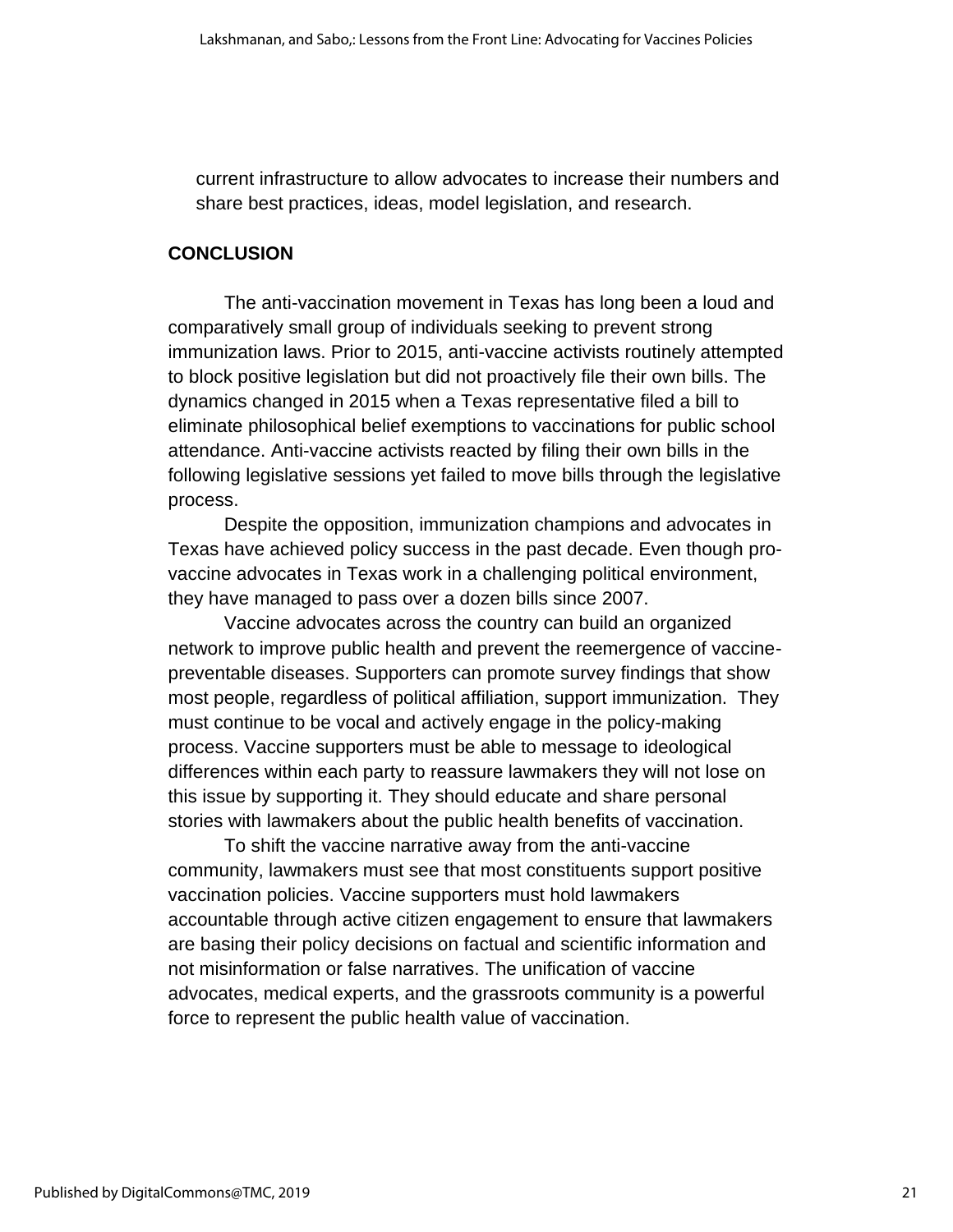current infrastructure to allow advocates to increase their numbers and share best practices, ideas, model legislation, and research.

## CONCLUSION

The anti-vaccination movement in Texas has long been a loud and comparatively small group of individuals seeking to prevent strong immunization laws. Prior to 2015, anti-vaccine activists routinely attempted to block positive legislation but did not proactively file their own bills. The dynamics changed in 2015 when a Texas representative filed a bill to eliminate philosophical belief exemptions to vaccinations for public school attendance. Anti-vaccine activists reacted by filing their own bills in the following legislative sessions yet failed to move bills through the legislative process.

Despite the opposition, immunization champions and advocates in Texas have achieved policy success in the past decade. Even though pro-vaccine advocates in Texas work in a challenging political environment, they have managed to pass over a dozen bills since 2007.

Vaccine advocates across the country can build an organized network to improve public health and prevent the reemergence of vaccine-preventable diseases. Supporters can promote survey findings that show most people, regardless of political affiliation, support immunization. They must continue to be vocal and actively engage in the policy-making process. Vaccine supporters must be able to message to ideological differences within each party to reassure lawmakers they will not lose on this issue by supporting it. They should educate and share personal stories with lawmakers about the public health benefits of vaccination.

To shift the vaccine narrative away from the anti-vaccine community, lawmakers must see that most constituents support positive vaccination policies. Vaccine supporters must hold lawmakers accountable through active citizen engagement to ensure that lawmakers are basing their policy decisions on factual and scientific information and not misinformation or false narratives. The unification of vaccine advocates, medical experts, and the grassroots community is a powerful force to represent the public health value of vaccination.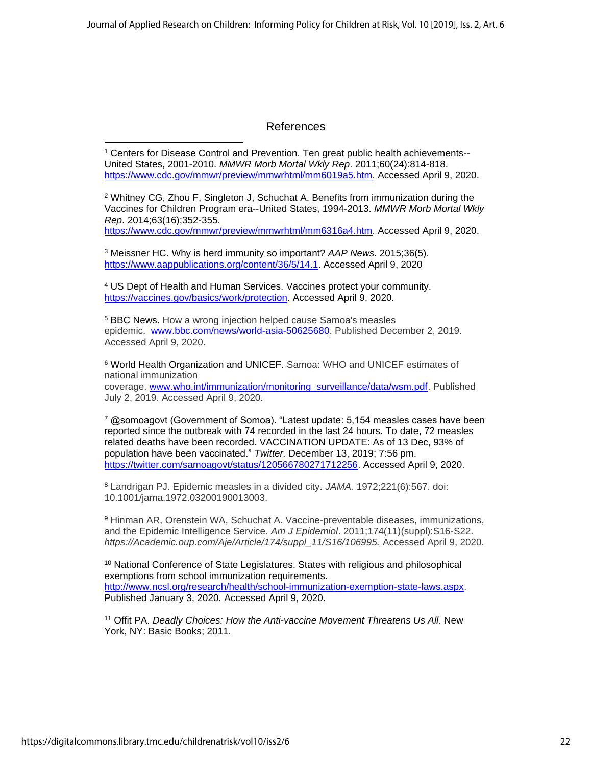## References

[1] Centers for Disease Control and Prevention. Ten great public health achievements--United States, 2001-2010. *MMWR Morb Mortal Wkly Rep*. 2011;60(24):814-818. https://www.cdc.gov/mmwr/preview/mmwrhtml/mm6019a5.htm. Accessed April 9, 2020.

[2] Whitney CG, Zhou F, Singleton J, Schuchat A. Benefits from immunization during the Vaccines for Children Program era--United States, 1994-2013. *MMWR Morb Mortal Wkly Rep*. 2014;63(16);352-355. https://www.cdc.gov/mmwr/preview/mmwrhtml/mm6316a4.htm. Accessed April 9, 2020.

[3] Meissner HC. Why is herd immunity so important? *AAP News.* 2015;36(5). https://www.aappublications.org/content/36/5/14.1. Accessed April 9, 2020

[4] US Dept of Health and Human Services. Vaccines protect your community. https://vaccines.gov/basics/work/protection. Accessed April 9, 2020.

[5] BBC News. How a wrong injection helped cause Samoa's measles epidemic. www.bbc.com/news/world-asia-50625680. Published December 2, 2019. Accessed April 9, 2020.

[6] World Health Organization and UNICEF. Samoa: WHO and UNICEF estimates of national immunization coverage. www.who.int/immunization/monitoring_surveillance/data/wsm.pdf. Published July 2, 2019. Accessed April 9, 2020.

[7] @somoagovt (Government of Somoa). "Latest update: 5,154 measles cases have been reported since the outbreak with 74 recorded in the last 24 hours. To date, 72 measles related deaths have been recorded. VACCINATION UPDATE: As of 13 Dec, 93% of population have been vaccinated." *Twitter.* December 13, 2019; 7:56 pm. https://twitter.com/samoagovt/status/120566780271712256. Accessed April 9, 2020.

[8] Landrigan PJ. Epidemic measles in a divided city. *JAMA.* 1972;221(6):567. doi: 10.1001/jama.1972.03200190013003.

[9] Hinman AR, Orenstein WA, Schuchat A. Vaccine-preventable diseases, immunizations, and the Epidemic Intelligence Service. *Am J Epidemiol*. 2011;174(11)(suppl):S16-S22. *https://Academic.oup.com/Aje/Article/174/suppl_11/S16/106995.* Accessed April 9, 2020.

[10] National Conference of State Legislatures. States with religious and philosophical exemptions from school immunization requirements. http://www.ncsl.org/research/health/school-immunization-exemption-state-laws.aspx. Published January 3, 2020. Accessed April 9, 2020.

[11] Offit PA. *Deadly Choices: How the Anti-vaccine Movement Threatens Us All*. New York, NY: Basic Books; 2011.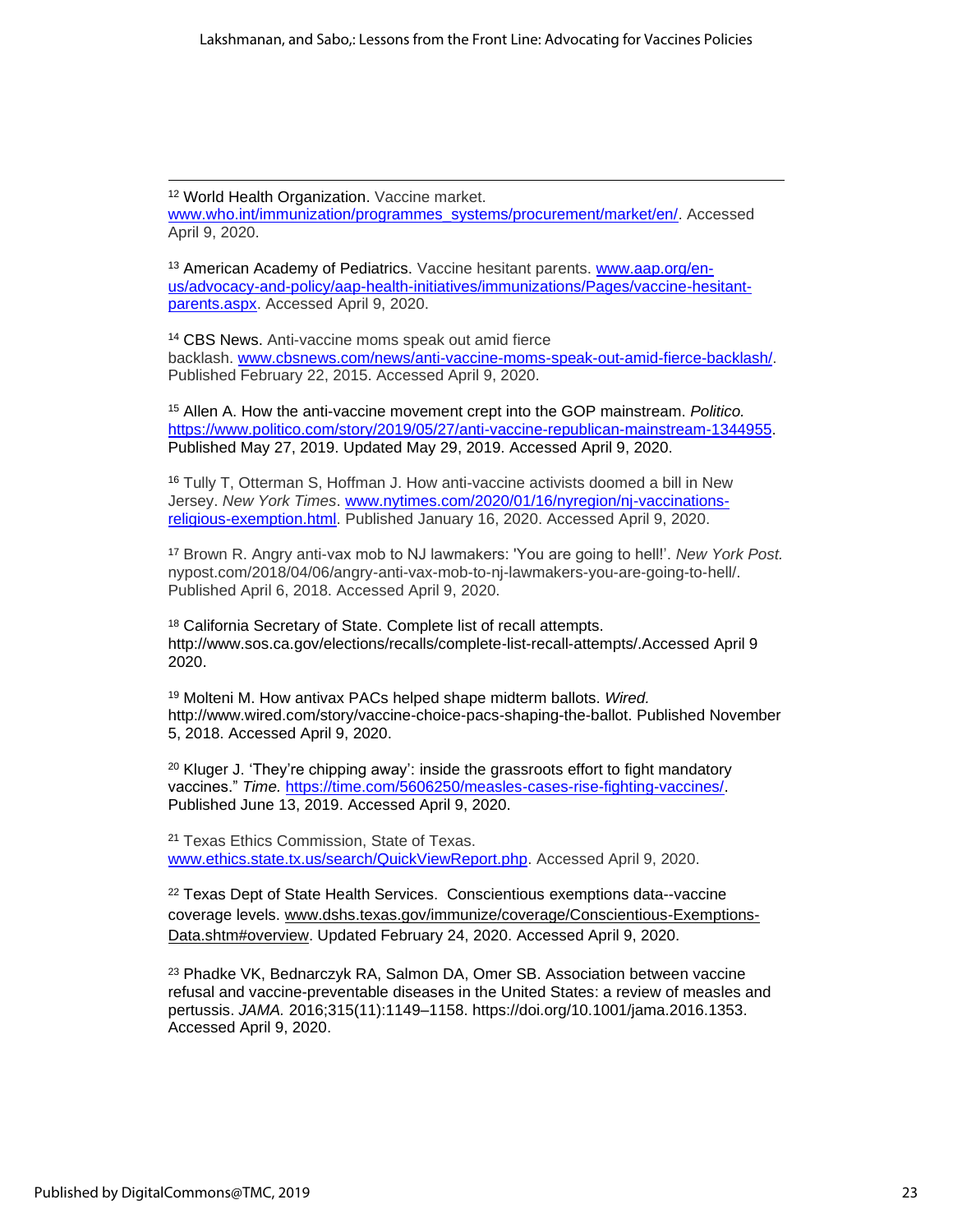[12] World Health Organization. Vaccine market. www.who.int/immunization/programmes_systems/procurement/market/en/. Accessed April 9, 2020.

[13] American Academy of Pediatrics. Vaccine hesitant parents. www.aap.org/en-us/advocacy-and-policy/aap-health-initiatives/immunizations/Pages/vaccine-hesitant-parents.aspx. Accessed April 9, 2020.

[14] CBS News. Anti-vaccine moms speak out amid fierce backlash. www.cbsnews.com/news/anti-vaccine-moms-speak-out-amid-fierce-backlash/. Published February 22, 2015. Accessed April 9, 2020.

[15] Allen A. How the anti-vaccine movement crept into the GOP mainstream. *Politico.* https://www.politico.com/story/2019/05/27/anti-vaccine-republican-mainstream-1344955. Published May 27, 2019. Updated May 29, 2019. Accessed April 9, 2020.

[16] Tully T, Otterman S, Hoffman J. How anti-vaccine activists doomed a bill in New Jersey. *New York Times*. www.nytimes.com/2020/01/16/nyregion/nj-vaccinations-religious-exemption.html. Published January 16, 2020. Accessed April 9, 2020.

[17] Brown R. Angry anti-vax mob to NJ lawmakers: 'You are going to hell!'. *New York Post.* nypost.com/2018/04/06/angry-anti-vax-mob-to-nj-lawmakers-you-are-going-to-hell/. Published April 6, 2018. Accessed April 9, 2020.

[18] California Secretary of State. Complete list of recall attempts. http://www.sos.ca.gov/elections/recalls/complete-list-recall-attempts/.Accessed April 9 2020.

[19] Molteni M. How antivax PACs helped shape midterm ballots. *Wired.* http://www.wired.com/story/vaccine-choice-pacs-shaping-the-ballot. Published November 5, 2018. Accessed April 9, 2020.

[20] Kluger J. 'They're chipping away': inside the grassroots effort to fight mandatory vaccines." *Time.* https://time.com/5606250/measles-cases-rise-fighting-vaccines/. Published June 13, 2019. Accessed April 9, 2020.

[21] Texas Ethics Commission, State of Texas. www.ethics.state.tx.us/search/QuickViewReport.php. Accessed April 9, 2020.

[22] Texas Dept of State Health Services. Conscientious exemptions data--vaccine coverage levels. www.dshs.texas.gov/immunize/coverage/Conscientious-Exemptions-Data.shtm#overview. Updated February 24, 2020. Accessed April 9, 2020.

[23] Phadke VK, Bednarczyk RA, Salmon DA, Omer SB. Association between vaccine refusal and vaccine-preventable diseases in the United States: a review of measles and pertussis. *JAMA.* 2016;315(11):1149–1158. https://doi.org/10.1001/jama.2016.1353. Accessed April 9, 2020.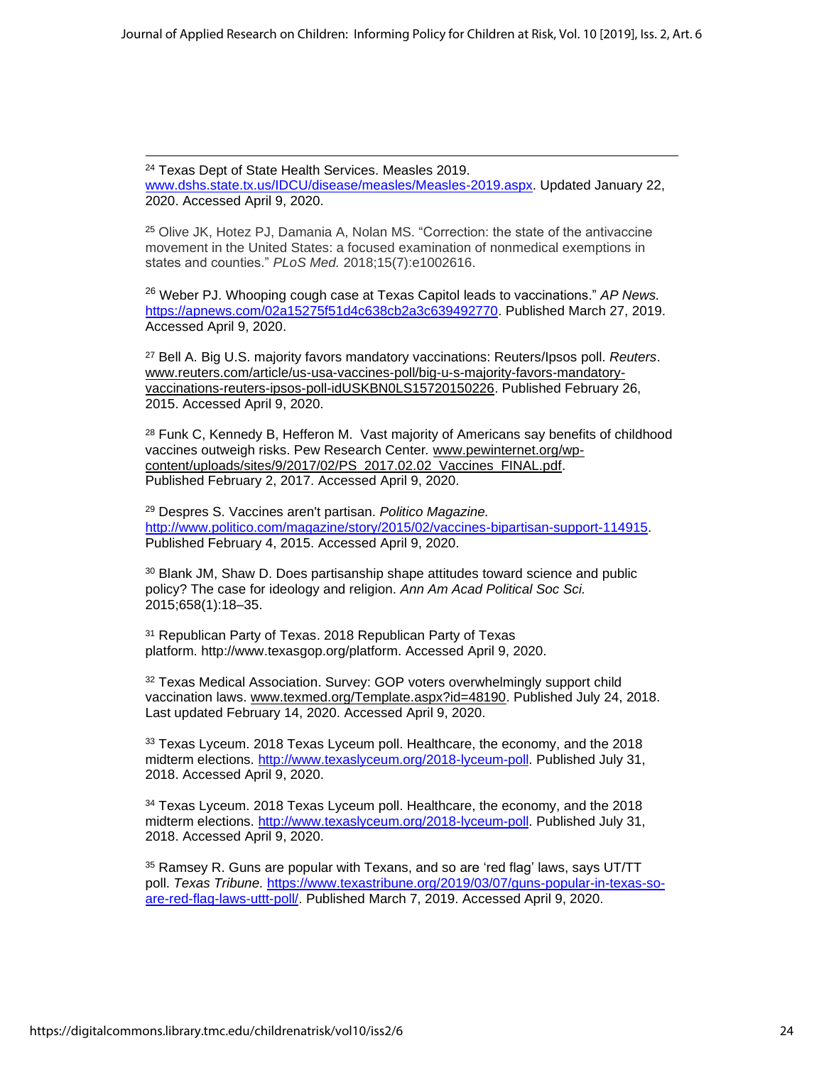[24] Texas Dept of State Health Services. Measles 2019. www.dshs.state.tx.us/IDCU/disease/measles/Measles-2019.aspx. Updated January 22, 2020. Accessed April 9, 2020.

[25] Olive JK, Hotez PJ, Damania A, Nolan MS. "Correction: the state of the antivaccine movement in the United States: a focused examination of nonmedical exemptions in states and counties." *PLoS Med.* 2018;15(7):e1002616.

[26] Weber PJ. Whooping cough case at Texas Capitol leads to vaccinations." *AP News.* https://apnews.com/02a15275f51d4c638cb2a3c639492770. Published March 27, 2019. Accessed April 9, 2020.

[27] Bell A. Big U.S. majority favors mandatory vaccinations: Reuters/Ipsos poll. *Reuters*. www.reuters.com/article/us-usa-vaccines-poll/big-u-s-majority-favors-mandatory-vaccinations-reuters-ipsos-poll-idUSKBN0LS15720150226. Published February 26, 2015. Accessed April 9, 2020.

[28] Funk C, Kennedy B, Hefferon M. Vast majority of Americans say benefits of childhood vaccines outweigh risks. Pew Research Center. www.pewinternet.org/wp-content/uploads/sites/9/2017/02/PS_2017.02.02_Vaccines_FINAL.pdf. Published February 2, 2017. Accessed April 9, 2020.

[29] Despres S. Vaccines aren't partisan. *Politico Magazine.* http://www.politico.com/magazine/story/2015/02/vaccines-bipartisan-support-114915. Published February 4, 2015. Accessed April 9, 2020.

[30] Blank JM, Shaw D. Does partisanship shape attitudes toward science and public policy? The case for ideology and religion. *Ann Am Acad Political Soc Sci.* 2015;658(1):18–35.

[31] Republican Party of Texas. 2018 Republican Party of Texas platform. http://www.texasgop.org/platform. Accessed April 9, 2020.

[32] Texas Medical Association. Survey: GOP voters overwhelmingly support child vaccination laws. www.texmed.org/Template.aspx?id=48190. Published July 24, 2018. Last updated February 14, 2020. Accessed April 9, 2020.

[33] Texas Lyceum. 2018 Texas Lyceum poll. Healthcare, the economy, and the 2018 midterm elections. http://www.texaslyceum.org/2018-lyceum-poll. Published July 31, 2018. Accessed April 9, 2020.

[34] Texas Lyceum. 2018 Texas Lyceum poll. Healthcare, the economy, and the 2018 midterm elections. http://www.texaslyceum.org/2018-lyceum-poll. Published July 31, 2018. Accessed April 9, 2020.

[35] Ramsey R. Guns are popular with Texans, and so are 'red flag' laws, says UT/TT poll. *Texas Tribune.* https://www.texastribune.org/2019/03/07/guns-popular-in-texas-so-are-red-flag-laws-uttt-poll/. Published March 7, 2019. Accessed April 9, 2020.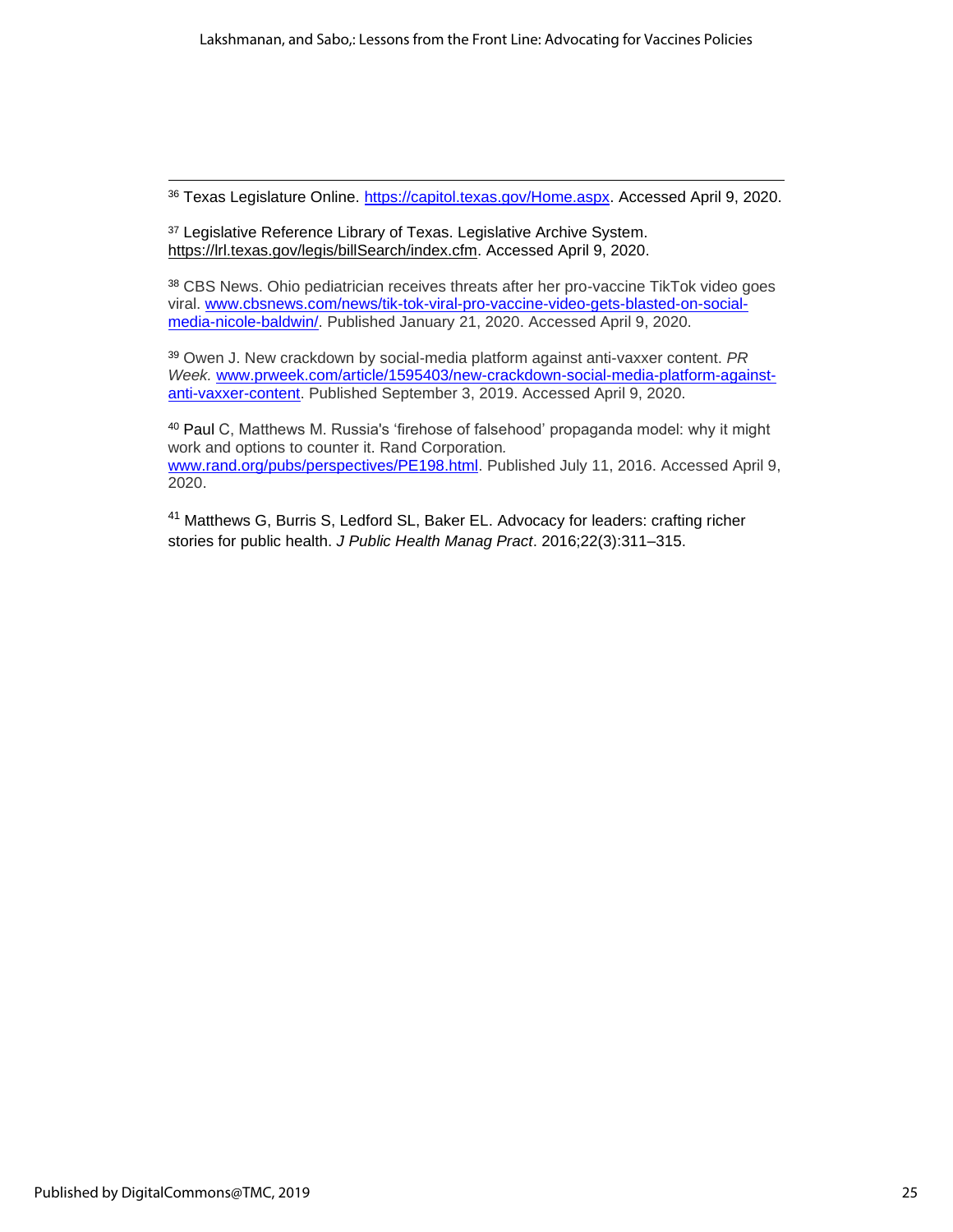[36] Texas Legislature Online. https://capitol.texas.gov/Home.aspx. Accessed April 9, 2020.

[37] Legislative Reference Library of Texas. Legislative Archive System. https://lrl.texas.gov/legis/billSearch/index.cfm. Accessed April 9, 2020.

[38] CBS News. Ohio pediatrician receives threats after her pro-vaccine TikTok video goes viral. www.cbsnews.com/news/tik-tok-viral-pro-vaccine-video-gets-blasted-on-social-media-nicole-baldwin/. Published January 21, 2020. Accessed April 9, 2020.

[39] Owen J. New crackdown by social-media platform against anti-vaxxer content. *PR Week.* www.prweek.com/article/1595403/new-crackdown-social-media-platform-against-anti-vaxxer-content. Published September 3, 2019. Accessed April 9, 2020.

[40] Paul C, Matthews M. Russia's 'firehose of falsehood' propaganda model: why it might work and options to counter it. Rand Corporation. www.rand.org/pubs/perspectives/PE198.html. Published July 11, 2016. Accessed April 9, 2020.

[41] Matthews G, Burris S, Ledford SL, Baker EL. Advocacy for leaders: crafting richer stories for public health. *J Public Health Manag Pract*. 2016;22(3):311–315.